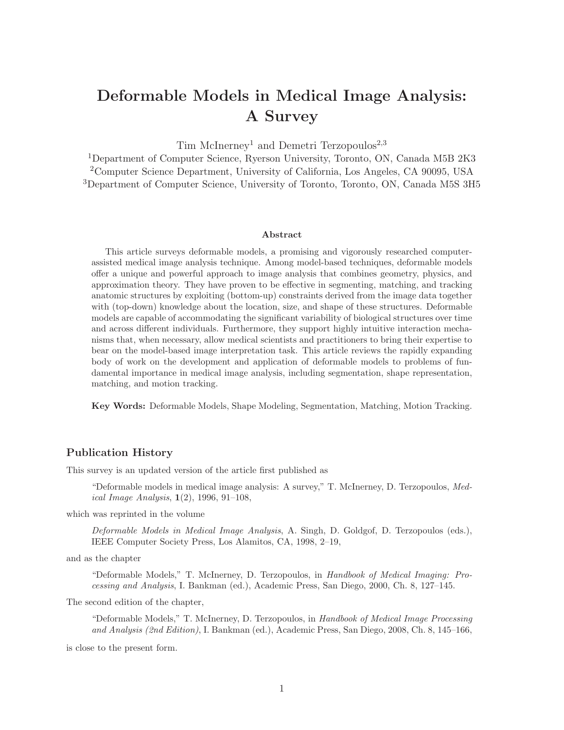# Deformable Models in Medical Image Analysis: A Survey

Tim McInerney[1] and Demetri Terzopoulos[2,3]

[1]Department of Computer Science, Ryerson University, Toronto, ON, Canada M5B 2K3
[2]Computer Science Department, University of California, Los Angeles, CA 90095, USA
[3]Department of Computer Science, University of Toronto, Toronto, ON, Canada M5S 3H5

### Abstract

This article surveys deformable models, a promising and vigorously researched computer-assisted medical image analysis technique. Among model-based techniques, deformable models offer a unique and powerful approach to image analysis that combines geometry, physics, and approximation theory. They have proven to be effective in segmenting, matching, and tracking anatomic structures by exploiting (bottom-up) constraints derived from the image data together with (top-down) knowledge about the location, size, and shape of these structures. Deformable models are capable of accommodating the significant variability of biological structures over time and across different individuals. Furthermore, they support highly intuitive interaction mechanisms that, when necessary, allow medical scientists and practitioners to bring their expertise to bear on the model-based image interpretation task. This article reviews the rapidly expanding body of work on the development and application of deformable models to problems of fundamental importance in medical image analysis, including segmentation, shape representation, matching, and motion tracking.

**Key Words:** Deformable Models, Shape Modeling, Segmentation, Matching, Motion Tracking.

## Publication History

This survey is an updated version of the article first published as

> "Deformable models in medical image analysis: A survey," T. McInerney, D. Terzopoulos, *Medical Image Analysis*, **1**(2), 1996, 91–108,

which was reprinted in the volume

> *Deformable Models in Medical Image Analysis*, A. Singh, D. Goldgof, D. Terzopoulos (eds.), IEEE Computer Society Press, Los Alamitos, CA, 1998, 2–19,

and as the chapter

> "Deformable Models," T. McInerney, D. Terzopoulos, in *Handbook of Medical Imaging: Processing and Analysis*, I. Bankman (ed.), Academic Press, San Diego, 2000, Ch. 8, 127–145.

The second edition of the chapter,

> "Deformable Models," T. McInerney, D. Terzopoulos, in *Handbook of Medical Image Processing and Analysis (2nd Edition)*, I. Bankman (ed.), Academic Press, San Diego, 2008, Ch. 8, 145–166,

is close to the present form.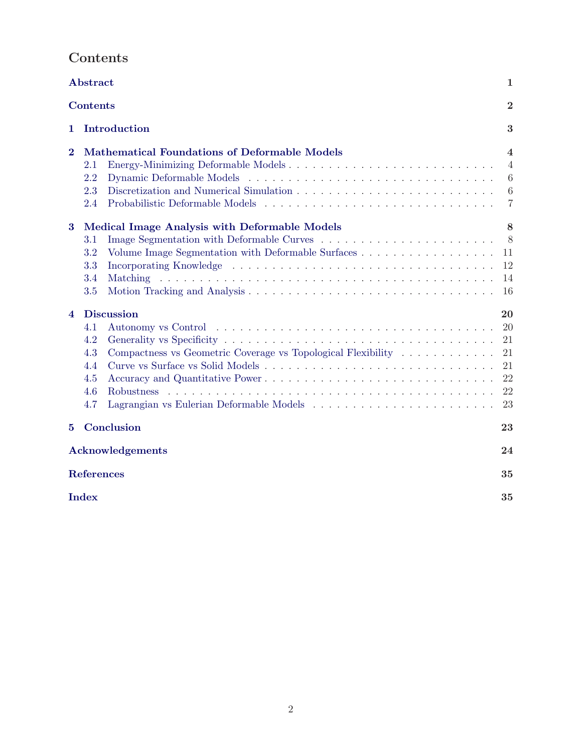# Contents

**Abstract** 1

**Contents** 2

**1 Introduction** 3

**2 Mathematical Foundations of Deformable Models** 4
- 2.1 Energy-Minimizing Deformable Models . . . 4
- 2.2 Dynamic Deformable Models . . . 6
- 2.3 Discretization and Numerical Simulation . . . 6
- 2.4 Probabilistic Deformable Models . . . 7

**3 Medical Image Analysis with Deformable Models** 8
- 3.1 Image Segmentation with Deformable Curves . . . 8
- 3.2 Volume Image Segmentation with Deformable Surfaces . . . 11
- 3.3 Incorporating Knowledge . . . 12
- 3.4 Matching . . . 14
- 3.5 Motion Tracking and Analysis . . . 16

**4 Discussion** 20
- 4.1 Autonomy vs Control . . . 20
- 4.2 Generality vs Specificity . . . 21
- 4.3 Compactness vs Geometric Coverage vs Topological Flexibility . . . 21
- 4.4 Curve vs Surface vs Solid Models . . . 21
- 4.5 Accuracy and Quantitative Power . . . 22
- 4.6 Robustness . . . 22
- 4.7 Lagrangian vs Eulerian Deformable Models . . . 23

**5 Conclusion** 23

**Acknowledgements** 24

**References** 35

**Index** 35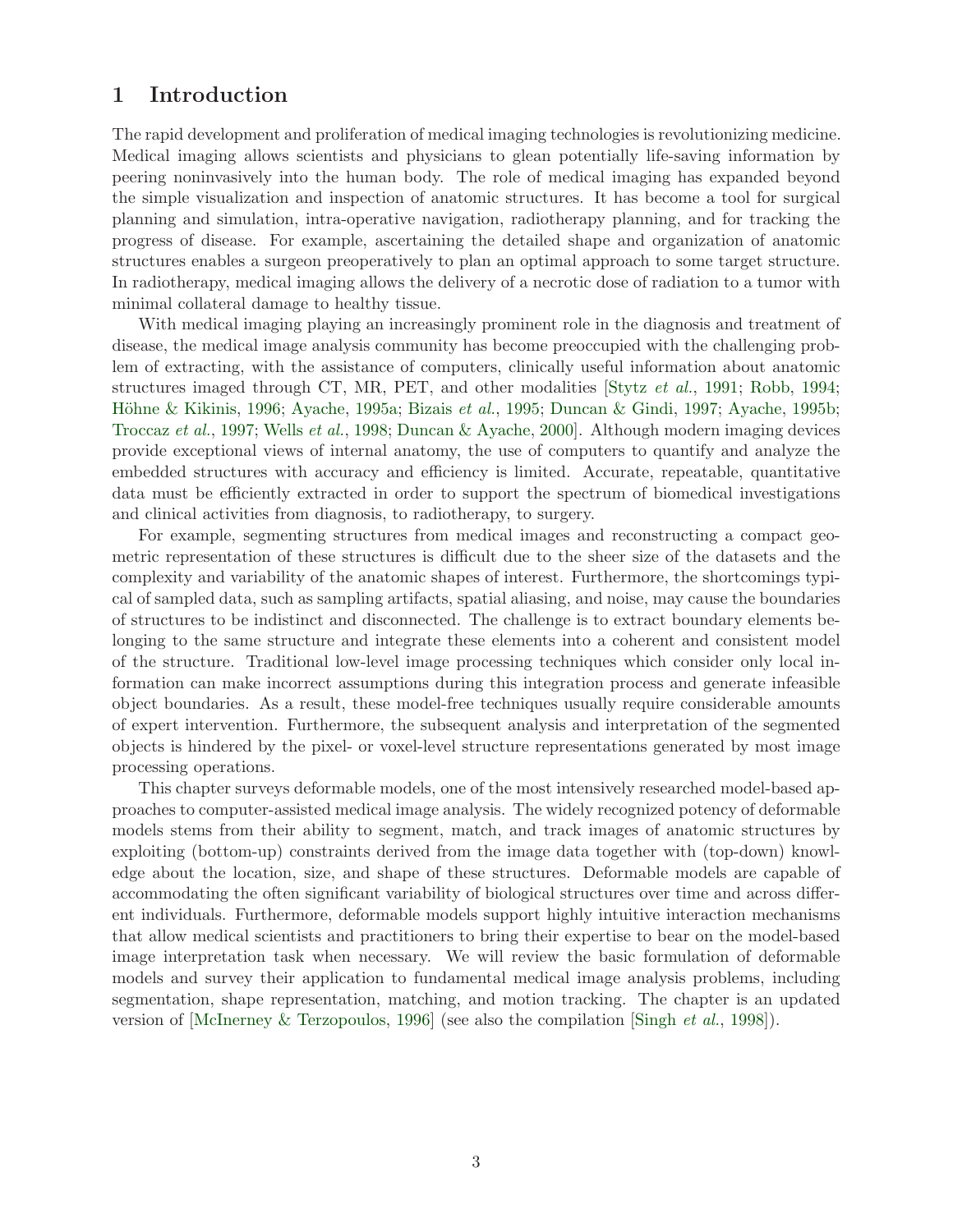# 1 Introduction

The rapid development and proliferation of medical imaging technologies is revolutionizing medicine. Medical imaging allows scientists and physicians to glean potentially life-saving information by peering noninvasively into the human body. The role of medical imaging has expanded beyond the simple visualization and inspection of anatomic structures. It has become a tool for surgical planning and simulation, intra-operative navigation, radiotherapy planning, and for tracking the progress of disease. For example, ascertaining the detailed shape and organization of anatomic structures enables a surgeon preoperatively to plan an optimal approach to some target structure. In radiotherapy, medical imaging allows the delivery of a necrotic dose of radiation to a tumor with minimal collateral damage to healthy tissue.

With medical imaging playing an increasingly prominent role in the diagnosis and treatment of disease, the medical image analysis community has become preoccupied with the challenging problem of extracting, with the assistance of computers, clinically useful information about anatomic structures imaged through CT, MR, PET, and other modalities [Stytz *et al.*, 1991; Robb, 1994; Höhne & Kikinis, 1996; Ayache, 1995a; Bizais *et al.*, 1995; Duncan & Gindi, 1997; Ayache, 1995b; Troccaz *et al.*, 1997; Wells *et al.*, 1998; Duncan & Ayache, 2000]. Although modern imaging devices provide exceptional views of internal anatomy, the use of computers to quantify and analyze the embedded structures with accuracy and efficiency is limited. Accurate, repeatable, quantitative data must be efficiently extracted in order to support the spectrum of biomedical investigations and clinical activities from diagnosis, to radiotherapy, to surgery.

For example, segmenting structures from medical images and reconstructing a compact geometric representation of these structures is difficult due to the sheer size of the datasets and the complexity and variability of the anatomic shapes of interest. Furthermore, the shortcomings typical of sampled data, such as sampling artifacts, spatial aliasing, and noise, may cause the boundaries of structures to be indistinct and disconnected. The challenge is to extract boundary elements belonging to the same structure and integrate these elements into a coherent and consistent model of the structure. Traditional low-level image processing techniques which consider only local information can make incorrect assumptions during this integration process and generate infeasible object boundaries. As a result, these model-free techniques usually require considerable amounts of expert intervention. Furthermore, the subsequent analysis and interpretation of the segmented objects is hindered by the pixel- or voxel-level structure representations generated by most image processing operations.

This chapter surveys deformable models, one of the most intensively researched model-based approaches to computer-assisted medical image analysis. The widely recognized potency of deformable models stems from their ability to segment, match, and track images of anatomic structures by exploiting (bottom-up) constraints derived from the image data together with (top-down) knowledge about the location, size, and shape of these structures. Deformable models are capable of accommodating the often significant variability of biological structures over time and across different individuals. Furthermore, deformable models support highly intuitive interaction mechanisms that allow medical scientists and practitioners to bring their expertise to bear on the model-based image interpretation task when necessary. We will review the basic formulation of deformable models and survey their application to fundamental medical image analysis problems, including segmentation, shape representation, matching, and motion tracking. The chapter is an updated version of [McInerney & Terzopoulos, 1996] (see also the compilation [Singh *et al.*, 1998]).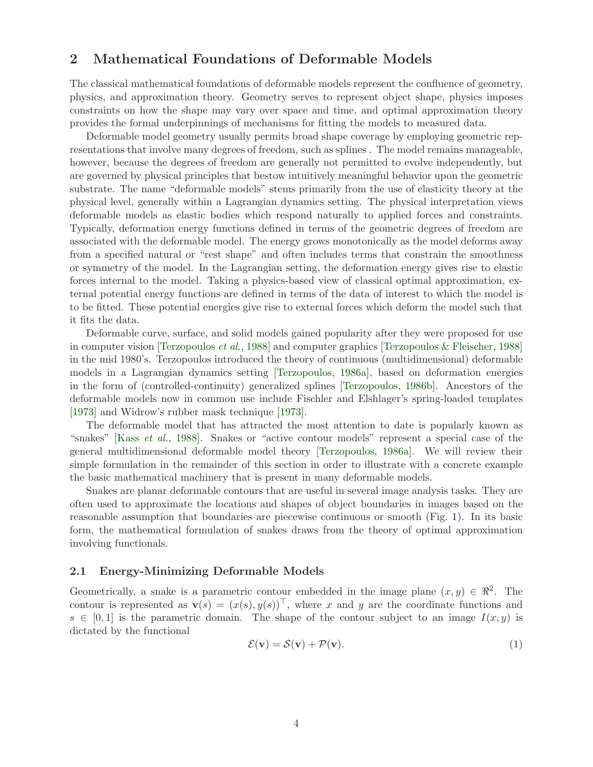## 2 Mathematical Foundations of Deformable Models

The classical mathematical foundations of deformable models represent the confluence of geometry, physics, and approximation theory. Geometry serves to represent object shape, physics imposes constraints on how the shape may vary over space and time, and optimal approximation theory provides the formal underpinnings of mechanisms for fitting the models to measured data.

Deformable model geometry usually permits broad shape coverage by employing geometric representations that involve many degrees of freedom, such as splines . The model remains manageable, however, because the degrees of freedom are generally not permitted to evolve independently, but are governed by physical principles that bestow intuitively meaningful behavior upon the geometric substrate. The name "deformable models" stems primarily from the use of elasticity theory at the physical level, generally within a Lagrangian dynamics setting. The physical interpretation views deformable models as elastic bodies which respond naturally to applied forces and constraints. Typically, deformation energy functions defined in terms of the geometric degrees of freedom are associated with the deformable model. The energy grows monotonically as the model deforms away from a specified natural or "rest shape" and often includes terms that constrain the smoothness or symmetry of the model. In the Lagrangian setting, the deformation energy gives rise to elastic forces internal to the model. Taking a physics-based view of classical optimal approximation, external potential energy functions are defined in terms of the data of interest to which the model is to be fitted. These potential energies give rise to external forces which deform the model such that it fits the data.

Deformable curve, surface, and solid models gained popularity after they were proposed for use in computer vision [Terzopoulos *et al.*, 1988] and computer graphics [Terzopoulos & Fleischer, 1988] in the mid 1980's. Terzopoulos introduced the theory of continuous (multidimensional) deformable models in a Lagrangian dynamics setting [Terzopoulos, 1986a], based on deformation energies in the form of (controlled-continuity) generalized splines [Terzopoulos, 1986b]. Ancestors of the deformable models now in common use include Fischler and Elshlager's spring-loaded templates [1973] and Widrow's rubber mask technique [1973].

The deformable model that has attracted the most attention to date is popularly known as "snakes" [Kass *et al.*, 1988]. Snakes or "active contour models" represent a special case of the general multidimensional deformable model theory [Terzopoulos, 1986a]. We will review their simple formulation in the remainder of this section in order to illustrate with a concrete example the basic mathematical machinery that is present in many deformable models.

Snakes are planar deformable contours that are useful in several image analysis tasks. They are often used to approximate the locations and shapes of object boundaries in images based on the reasonable assumption that boundaries are piecewise continuous or smooth (Fig. 1). In its basic form, the mathematical formulation of snakes draws from the theory of optimal approximation involving functionals.

### 2.1 Energy-Minimizing Deformable Models

Geometrically, a snake is a parametric contour embedded in the image plane $(x, y) \in \Re^2$. The contour is represented as $\mathbf{v}(s) = (x(s), y(s))^\top$, where $x$ and $y$ are the coordinate functions and $s \in [0, 1]$ is the parametric domain. The shape of the contour subject to an image $I(x, y)$ is dictated by the functional

$$\mathcal{E}(\mathbf{v}) = \mathcal{S}(\mathbf{v}) + \mathcal{P}(\mathbf{v}). \tag{1}$$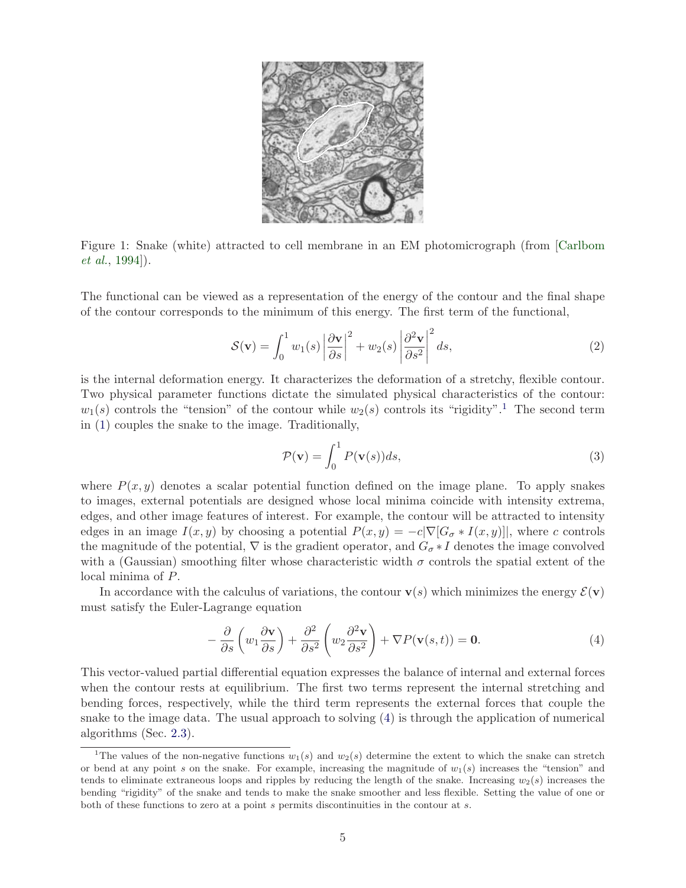Figure 1: Snake (white) attracted to cell membrane in an EM photomicrograph (from [Carlbom *et al.*, 1994]).

The functional can be viewed as a representation of the energy of the contour and the final shape of the contour corresponds to the minimum of this energy. The first term of the functional,

$$\mathcal{S}(\mathbf{v}) = \int_0^1 w_1(s) \left| \frac{\partial \mathbf{v}}{\partial s} \right|^2 + w_2(s) \left| \frac{\partial^2 \mathbf{v}}{\partial s^2} \right|^2 ds, \tag{2}$$

is the internal deformation energy. It characterizes the deformation of a stretchy, flexible contour. Two physical parameter functions dictate the simulated physical characteristics of the contour: $w_1(s)$ controls the "tension" of the contour while $w_2(s)$ controls its "rigidity".[1] The second term in (1) couples the snake to the image. Traditionally,

$$\mathcal{P}(\mathbf{v}) = \int_0^1 P(\mathbf{v}(s)) ds, \tag{3}$$

where $P(x, y)$ denotes a scalar potential function defined on the image plane. To apply snakes to images, external potentials are designed whose local minima coincide with intensity extrema, edges, and other image features of interest. For example, the contour will be attracted to intensity edges in an image $I(x, y)$ by choosing a potential $P(x, y) = -c|\nabla[G_\sigma * I(x, y)]|$, where $c$ controls the magnitude of the potential, $\nabla$ is the gradient operator, and $G_\sigma * I$ denotes the image convolved with a (Gaussian) smoothing filter whose characteristic width $\sigma$ controls the spatial extent of the local minima of $P$.

In accordance with the calculus of variations, the contour $\mathbf{v}(s)$ which minimizes the energy $\mathcal{E}(\mathbf{v})$ must satisfy the Euler-Lagrange equation

$$-\frac{\partial}{\partial s}\left( w_1 \frac{\partial \mathbf{v}}{\partial s} \right) + \frac{\partial^2}{\partial s^2}\left( w_2 \frac{\partial^2 \mathbf{v}}{\partial s^2} \right) + \nabla P(\mathbf{v}(s,t)) = \mathbf{0}. \tag{4}$$

This vector-valued partial differential equation expresses the balance of internal and external forces when the contour rests at equilibrium. The first two terms represent the internal stretching and bending forces, respectively, while the third term represents the external forces that couple the snake to the image data. The usual approach to solving (4) is through the application of numerical algorithms (Sec. 2.3).

[1] The values of the non-negative functions $w_1(s)$ and $w_2(s)$ determine the extent to which the snake can stretch or bend at any point $s$ on the snake. For example, increasing the magnitude of $w_1(s)$ increases the "tension" and tends to eliminate extraneous loops and ripples by reducing the length of the snake. Increasing $w_2(s)$ increases the bending "rigidity" of the snake and tends to make the snake smoother and less flexible. Setting the value of one or both of these functions to zero at a point $s$ permits discontinuities in the contour at $s$.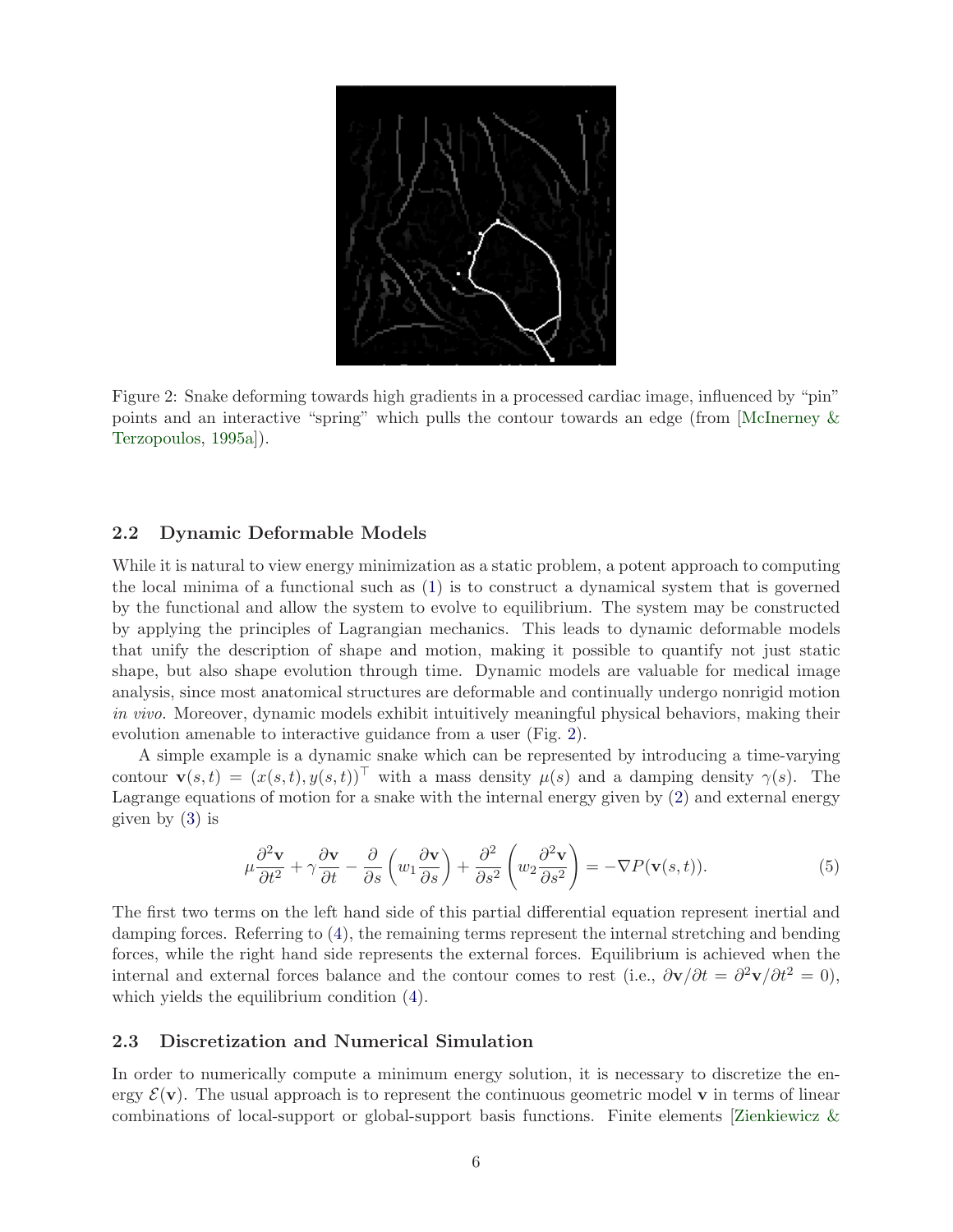Figure 2: Snake deforming towards high gradients in a processed cardiac image, influenced by "pin" points and an interactive "spring" which pulls the contour towards an edge (from [McInerney & Terzopoulos, 1995a]).

### 2.2 Dynamic Deformable Models

While it is natural to view energy minimization as a static problem, a potent approach to computing the local minima of a functional such as (1) is to construct a dynamical system that is governed by the functional and allow the system to evolve to equilibrium. The system may be constructed by applying the principles of Lagrangian mechanics. This leads to dynamic deformable models that unify the description of shape and motion, making it possible to quantify not just static shape, but also shape evolution through time. Dynamic models are valuable for medical image analysis, since most anatomical structures are deformable and continually undergo nonrigid motion *in vivo*. Moreover, dynamic models exhibit intuitively meaningful physical behaviors, making their evolution amenable to interactive guidance from a user (Fig. 2).

A simple example is a dynamic snake which can be represented by introducing a time-varying contour $\mathbf{v}(s,t) = (x(s,t), y(s,t))^\top$ with a mass density $\mu(s)$ and a damping density $\gamma(s)$. The Lagrange equations of motion for a snake with the internal energy given by (2) and external energy given by (3) is

$$\mu \frac{\partial^2 \mathbf{v}}{\partial t^2} + \gamma \frac{\partial \mathbf{v}}{\partial t} - \frac{\partial}{\partial s}\left(w_1 \frac{\partial \mathbf{v}}{\partial s}\right) + \frac{\partial^2}{\partial s^2}\left(w_2 \frac{\partial^2 \mathbf{v}}{\partial s^2}\right) = -\nabla P(\mathbf{v}(s,t)). \tag{5}$$

The first two terms on the left hand side of this partial differential equation represent inertial and damping forces. Referring to (4), the remaining terms represent the internal stretching and bending forces, while the right hand side represents the external forces. Equilibrium is achieved when the internal and external forces balance and the contour comes to rest (i.e., $\partial \mathbf{v}/\partial t = \partial^2 \mathbf{v}/\partial t^2 = 0$), which yields the equilibrium condition (4).

### 2.3 Discretization and Numerical Simulation

In order to numerically compute a minimum energy solution, it is necessary to discretize the energy $\mathcal{E}(\mathbf{v})$. The usual approach is to represent the continuous geometric model $\mathbf{v}$ in terms of linear combinations of local-support or global-support basis functions. Finite elements [Zienkiewicz &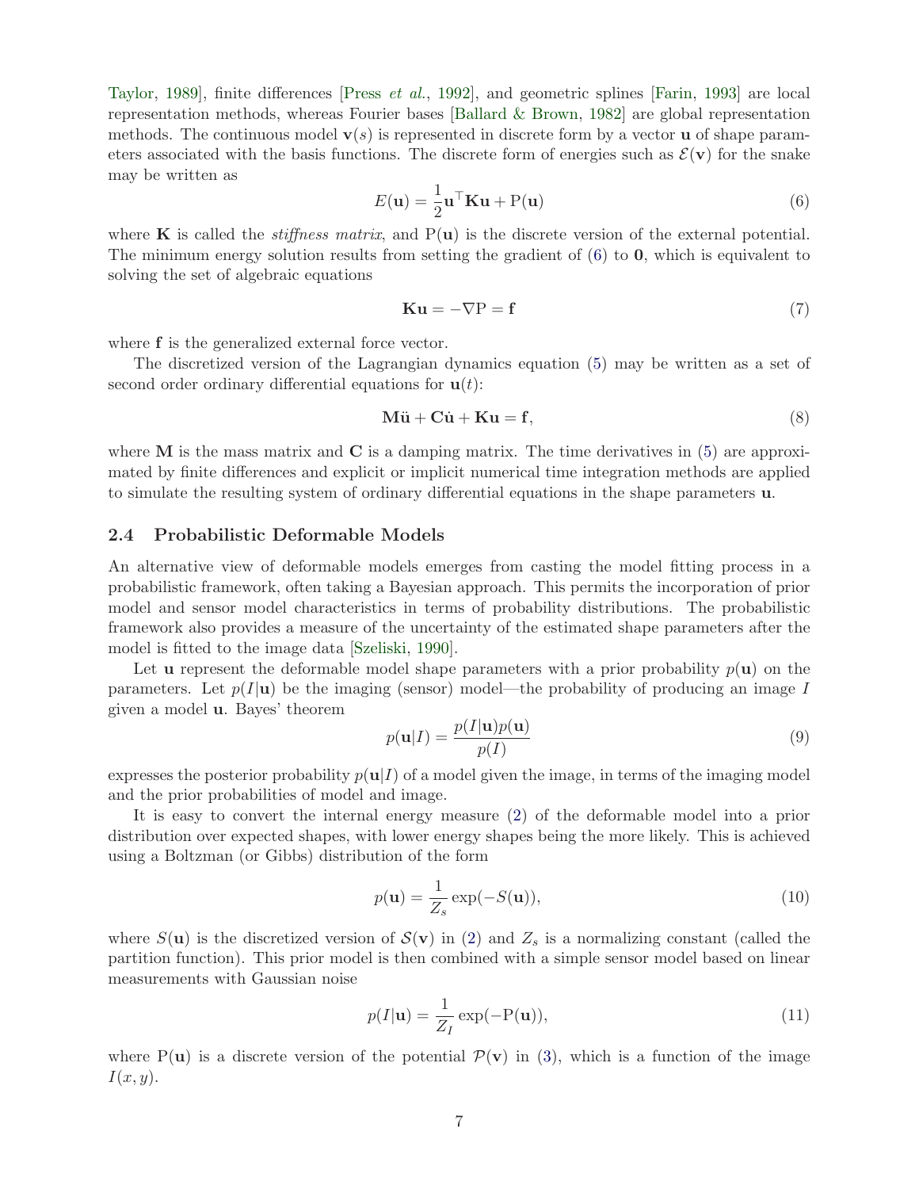Taylor, 1989], finite differences [Press *et al.*, 1992], and geometric splines [Farin, 1993] are local representation methods, whereas Fourier bases [Ballard & Brown, 1982] are global representation methods. The continuous model $\mathbf{v}(s)$ is represented in discrete form by a vector $\mathbf{u}$ of shape parameters associated with the basis functions. The discrete form of energies such as $\mathcal{E}(\mathbf{v})$ for the snake may be written as

$$E(\mathbf{u}) = \frac{1}{2}\mathbf{u}^\top \mathbf{K}\mathbf{u} + \mathrm{P}(\mathbf{u}) \tag{6}$$

where $\mathbf{K}$ is called the *stiffness matrix*, and $\mathrm{P}(\mathbf{u})$ is the discrete version of the external potential. The minimum energy solution results from setting the gradient of (6) to $\mathbf{0}$, which is equivalent to solving the set of algebraic equations

$$\mathbf{K}\mathbf{u} = -\nabla \mathrm{P} = \mathbf{f} \tag{7}$$

where $\mathbf{f}$ is the generalized external force vector.

The discretized version of the Lagrangian dynamics equation (5) may be written as a set of second order ordinary differential equations for $\mathbf{u}(t)$:

$$\mathbf{M}\ddot{\mathbf{u}} + \mathbf{C}\dot{\mathbf{u}} + \mathbf{K}\mathbf{u} = \mathbf{f}, \tag{8}$$

where $\mathbf{M}$ is the mass matrix and $\mathbf{C}$ is a damping matrix. The time derivatives in (5) are approximated by finite differences and explicit or implicit numerical time integration methods are applied to simulate the resulting system of ordinary differential equations in the shape parameters $\mathbf{u}$.

### 2.4 Probabilistic Deformable Models

An alternative view of deformable models emerges from casting the model fitting process in a probabilistic framework, often taking a Bayesian approach. This permits the incorporation of prior model and sensor model characteristics in terms of probability distributions. The probabilistic framework also provides a measure of the uncertainty of the estimated shape parameters after the model is fitted to the image data [Szeliski, 1990].

Let $\mathbf{u}$ represent the deformable model shape parameters with a prior probability $p(\mathbf{u})$ on the parameters. Let $p(I|\mathbf{u})$ be the imaging (sensor) model—the probability of producing an image $I$ given a model $\mathbf{u}$. Bayes' theorem

$$p(\mathbf{u}|I) = \frac{p(I|\mathbf{u})p(\mathbf{u})}{p(I)} \tag{9}$$

expresses the posterior probability $p(\mathbf{u}|I)$ of a model given the image, in terms of the imaging model and the prior probabilities of model and image.

It is easy to convert the internal energy measure (2) of the deformable model into a prior distribution over expected shapes, with lower energy shapes being the more likely. This is achieved using a Boltzman (or Gibbs) distribution of the form

$$p(\mathbf{u}) = \frac{1}{Z_s}\exp(-S(\mathbf{u})), \tag{10}$$

where $S(\mathbf{u})$ is the discretized version of $\mathcal{S}(\mathbf{v})$ in (2) and $Z_s$ is a normalizing constant (called the partition function). This prior model is then combined with a simple sensor model based on linear measurements with Gaussian noise

$$p(I|\mathbf{u}) = \frac{1}{Z_I}\exp(-\mathrm{P}(\mathbf{u})), \tag{11}$$

where $\mathrm{P}(\mathbf{u})$ is a discrete version of the potential $\mathcal{P}(\mathbf{v})$ in (3), which is a function of the image $I(x, y)$.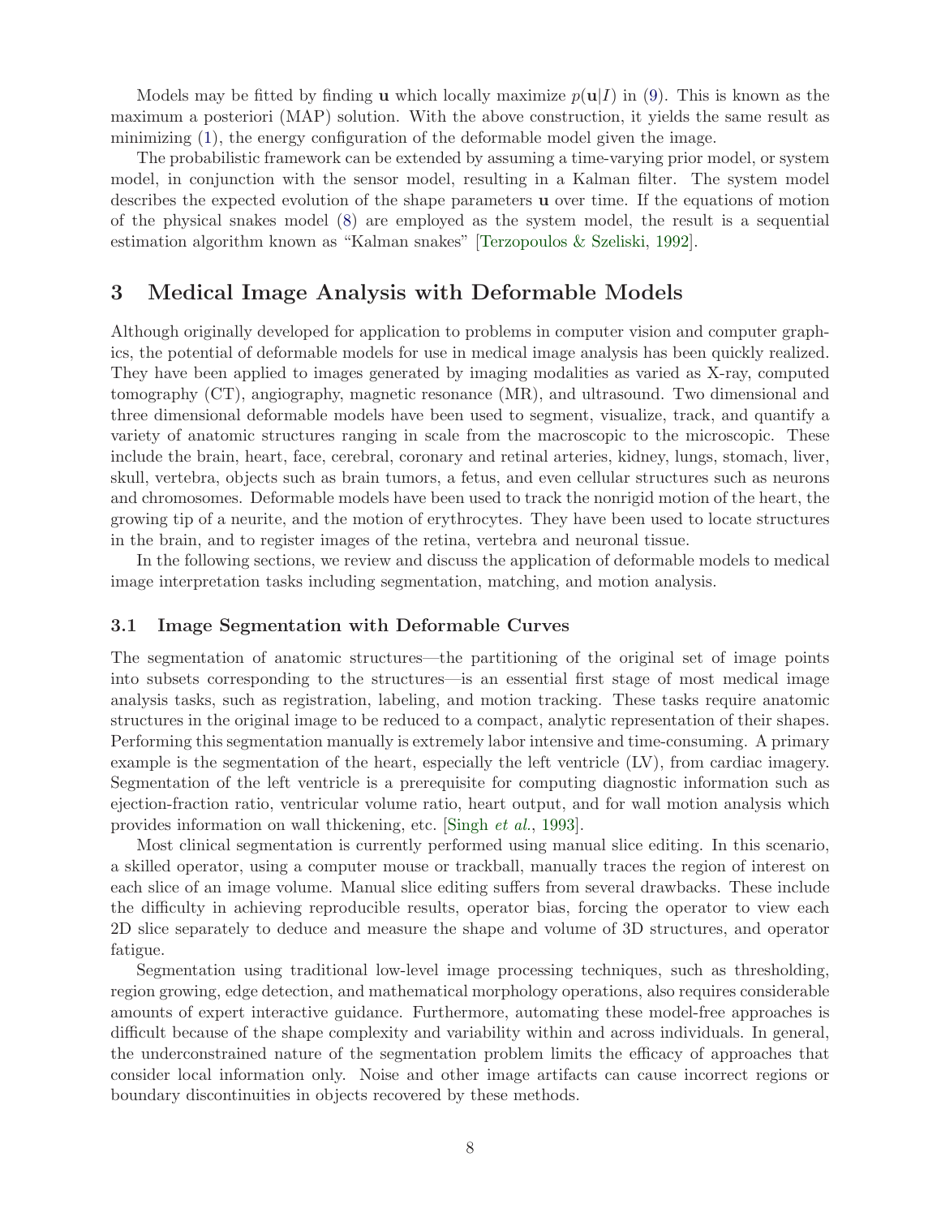Models may be fitted by finding $\mathbf{u}$ which locally maximize $p(\mathbf{u}|I)$ in (9). This is known as the maximum a posteriori (MAP) solution. With the above construction, it yields the same result as minimizing (1), the energy configuration of the deformable model given the image.

The probabilistic framework can be extended by assuming a time-varying prior model, or system model, in conjunction with the sensor model, resulting in a Kalman filter. The system model describes the expected evolution of the shape parameters $\mathbf{u}$ over time. If the equations of motion of the physical snakes model (8) are employed as the system model, the result is a sequential estimation algorithm known as "Kalman snakes" [Terzopoulos & Szeliski, 1992].

## 3 Medical Image Analysis with Deformable Models

Although originally developed for application to problems in computer vision and computer graphics, the potential of deformable models for use in medical image analysis has been quickly realized. They have been applied to images generated by imaging modalities as varied as X-ray, computed tomography (CT), angiography, magnetic resonance (MR), and ultrasound. Two dimensional and three dimensional deformable models have been used to segment, visualize, track, and quantify a variety of anatomic structures ranging in scale from the macroscopic to the microscopic. These include the brain, heart, face, cerebral, coronary and retinal arteries, kidney, lungs, stomach, liver, skull, vertebra, objects such as brain tumors, a fetus, and even cellular structures such as neurons and chromosomes. Deformable models have been used to track the nonrigid motion of the heart, the growing tip of a neurite, and the motion of erythrocytes. They have been used to locate structures in the brain, and to register images of the retina, vertebra and neuronal tissue.

In the following sections, we review and discuss the application of deformable models to medical image interpretation tasks including segmentation, matching, and motion analysis.

### 3.1 Image Segmentation with Deformable Curves

The segmentation of anatomic structures—the partitioning of the original set of image points into subsets corresponding to the structures—is an essential first stage of most medical image analysis tasks, such as registration, labeling, and motion tracking. These tasks require anatomic structures in the original image to be reduced to a compact, analytic representation of their shapes. Performing this segmentation manually is extremely labor intensive and time-consuming. A primary example is the segmentation of the heart, especially the left ventricle (LV), from cardiac imagery. Segmentation of the left ventricle is a prerequisite for computing diagnostic information such as ejection-fraction ratio, ventricular volume ratio, heart output, and for wall motion analysis which provides information on wall thickening, etc. [Singh *et al.*, 1993].

Most clinical segmentation is currently performed using manual slice editing. In this scenario, a skilled operator, using a computer mouse or trackball, manually traces the region of interest on each slice of an image volume. Manual slice editing suffers from several drawbacks. These include the difficulty in achieving reproducible results, operator bias, forcing the operator to view each 2D slice separately to deduce and measure the shape and volume of 3D structures, and operator fatigue.

Segmentation using traditional low-level image processing techniques, such as thresholding, region growing, edge detection, and mathematical morphology operations, also requires considerable amounts of expert interactive guidance. Furthermore, automating these model-free approaches is difficult because of the shape complexity and variability within and across individuals. In general, the underconstrained nature of the segmentation problem limits the efficacy of approaches that consider local information only. Noise and other image artifacts can cause incorrect regions or boundary discontinuities in objects recovered by these methods.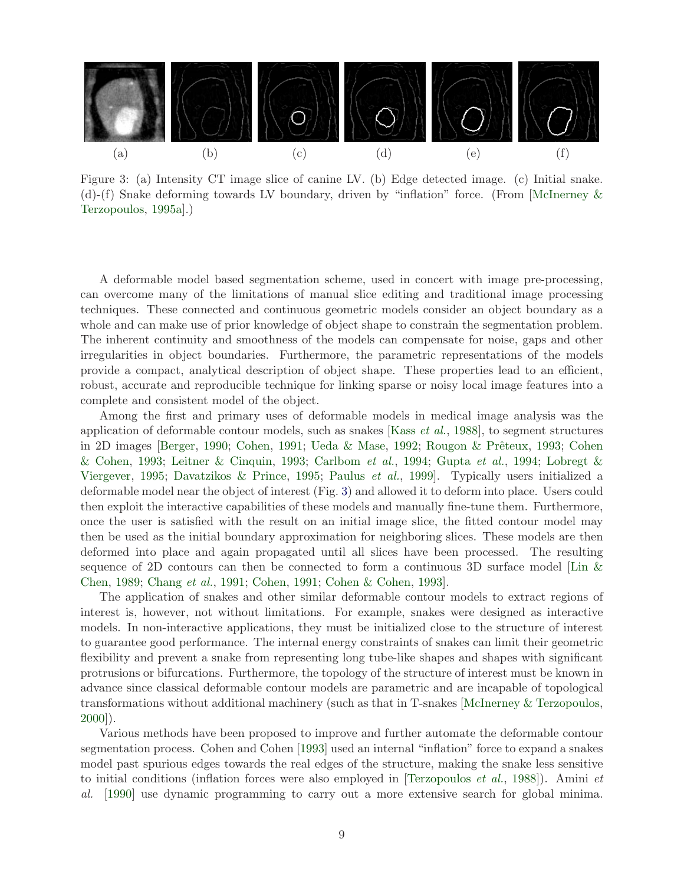Figure 3: (a) Intensity CT image slice of canine LV. (b) Edge detected image. (c) Initial snake. (d)-(f) Snake deforming towards LV boundary, driven by "inflation" force. (From [McInerney & Terzopoulos, 1995a].)

A deformable model based segmentation scheme, used in concert with image pre-processing, can overcome many of the limitations of manual slice editing and traditional image processing techniques. These connected and continuous geometric models consider an object boundary as a whole and can make use of prior knowledge of object shape to constrain the segmentation problem. The inherent continuity and smoothness of the models can compensate for noise, gaps and other irregularities in object boundaries. Furthermore, the parametric representations of the models provide a compact, analytical description of object shape. These properties lead to an efficient, robust, accurate and reproducible technique for linking sparse or noisy local image features into a complete and consistent model of the object.

Among the first and primary uses of deformable models in medical image analysis was the application of deformable contour models, such as snakes [Kass *et al.*, 1988], to segment structures in 2D images [Berger, 1990; Cohen, 1991; Ueda & Mase, 1992; Rougon & Prêteux, 1993; Cohen & Cohen, 1993; Leitner & Cinquin, 1993; Carlbom *et al.*, 1994; Gupta *et al.*, 1994; Lobregt & Viergever, 1995; Davatzikos & Prince, 1995; Paulus *et al.*, 1999]. Typically users initialized a deformable model near the object of interest (Fig. 3) and allowed it to deform into place. Users could then exploit the interactive capabilities of these models and manually fine-tune them. Furthermore, once the user is satisfied with the result on an initial image slice, the fitted contour model may then be used as the initial boundary approximation for neighboring slices. These models are then deformed into place and again propagated until all slices have been processed. The resulting sequence of 2D contours can then be connected to form a continuous 3D surface model [Lin & Chen, 1989; Chang *et al.*, 1991; Cohen, 1991; Cohen & Cohen, 1993].

The application of snakes and other similar deformable contour models to extract regions of interest is, however, not without limitations. For example, snakes were designed as interactive models. In non-interactive applications, they must be initialized close to the structure of interest to guarantee good performance. The internal energy constraints of snakes can limit their geometric flexibility and prevent a snake from representing long tube-like shapes and shapes with significant protrusions or bifurcations. Furthermore, the topology of the structure of interest must be known in advance since classical deformable contour models are parametric and are incapable of topological transformations without additional machinery (such as that in T-snakes [McInerney & Terzopoulos, 2000]).

Various methods have been proposed to improve and further automate the deformable contour segmentation process. Cohen and Cohen [1993] used an internal "inflation" force to expand a snakes model past spurious edges towards the real edges of the structure, making the snake less sensitive to initial conditions (inflation forces were also employed in [Terzopoulos *et al.*, 1988]). Amini *et al.* [1990] use dynamic programming to carry out a more extensive search for global minima.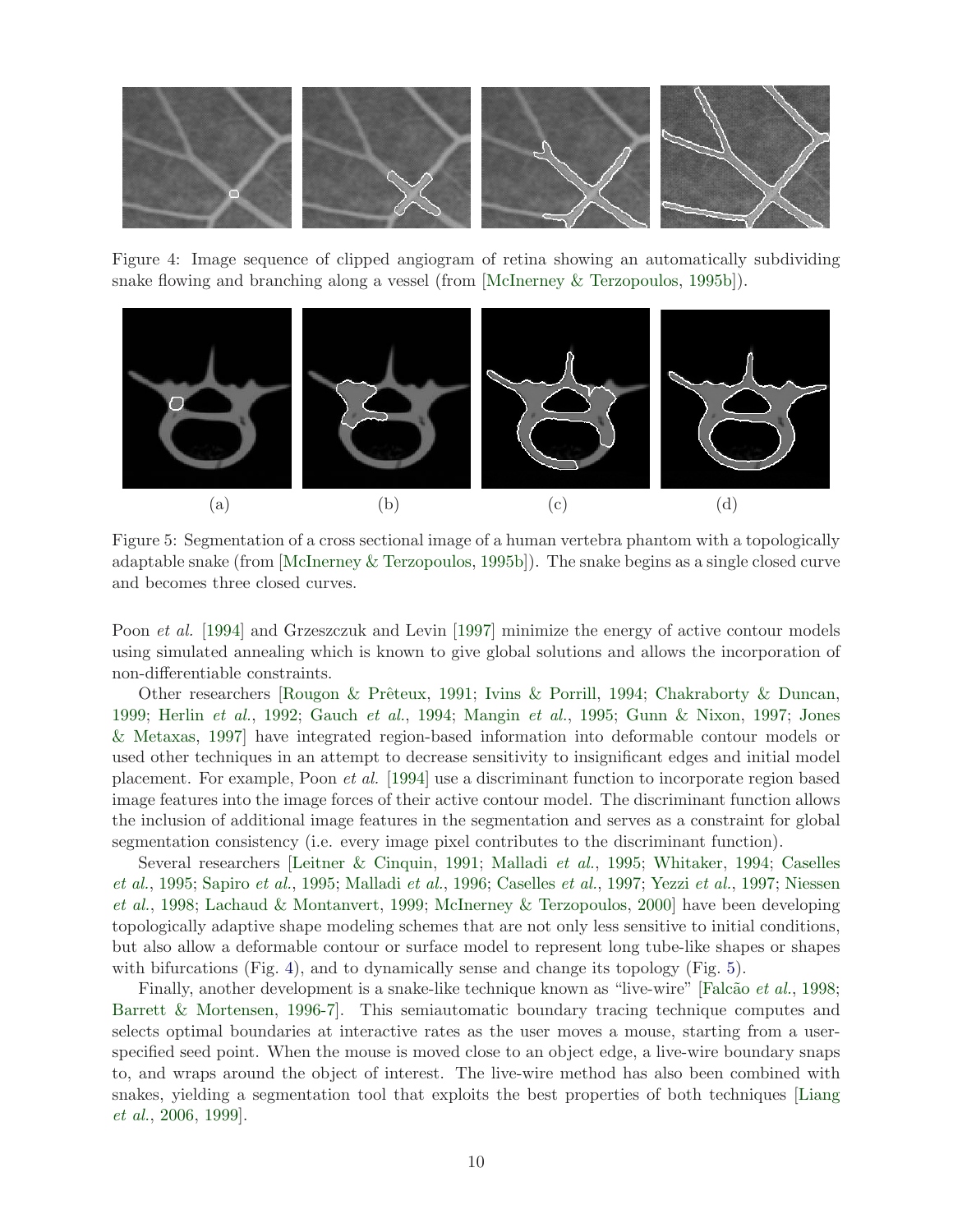Figure 4: Image sequence of clipped angiogram of retina showing an automatically subdividing snake flowing and branching along a vessel (from [McInerney & Terzopoulos, 1995b]).

(a) (b) (c) (d)

Figure 5: Segmentation of a cross sectional image of a human vertebra phantom with a topologically adaptable snake (from [McInerney & Terzopoulos, 1995b]). The snake begins as a single closed curve and becomes three closed curves.

Poon *et al.* [1994] and Grzeszczuk and Levin [1997] minimize the energy of active contour models using simulated annealing which is known to give global solutions and allows the incorporation of non-differentiable constraints.

Other researchers [Rougon & Prêteux, 1991; Ivins & Porrill, 1994; Chakraborty & Duncan, 1999; Herlin *et al.*, 1992; Gauch *et al.*, 1994; Mangin *et al.*, 1995; Gunn & Nixon, 1997; Jones & Metaxas, 1997] have integrated region-based information into deformable contour models or used other techniques in an attempt to decrease sensitivity to insignificant edges and initial model placement. For example, Poon *et al.* [1994] use a discriminant function to incorporate region based image features into the image forces of their active contour model. The discriminant function allows the inclusion of additional image features in the segmentation and serves as a constraint for global segmentation consistency (i.e. every image pixel contributes to the discriminant function).

Several researchers [Leitner & Cinquin, 1991; Malladi *et al.*, 1995; Whitaker, 1994; Caselles *et al.*, 1995; Sapiro *et al.*, 1995; Malladi *et al.*, 1996; Caselles *et al.*, 1997; Yezzi *et al.*, 1997; Niessen *et al.*, 1998; Lachaud & Montanvert, 1999; McInerney & Terzopoulos, 2000] have been developing topologically adaptive shape modeling schemes that are not only less sensitive to initial conditions, but also allow a deformable contour or surface model to represent long tube-like shapes or shapes with bifurcations (Fig. 4), and to dynamically sense and change its topology (Fig. 5).

Finally, another development is a snake-like technique known as "live-wire" [Falcão *et al.*, 1998; Barrett & Mortensen, 1996-7]. This semiautomatic boundary tracing technique computes and selects optimal boundaries at interactive rates as the user moves a mouse, starting from a user-specified seed point. When the mouse is moved close to an object edge, a live-wire boundary snaps to, and wraps around the object of interest. The live-wire method has also been combined with snakes, yielding a segmentation tool that exploits the best properties of both techniques [Liang *et al.*, 2006, 1999].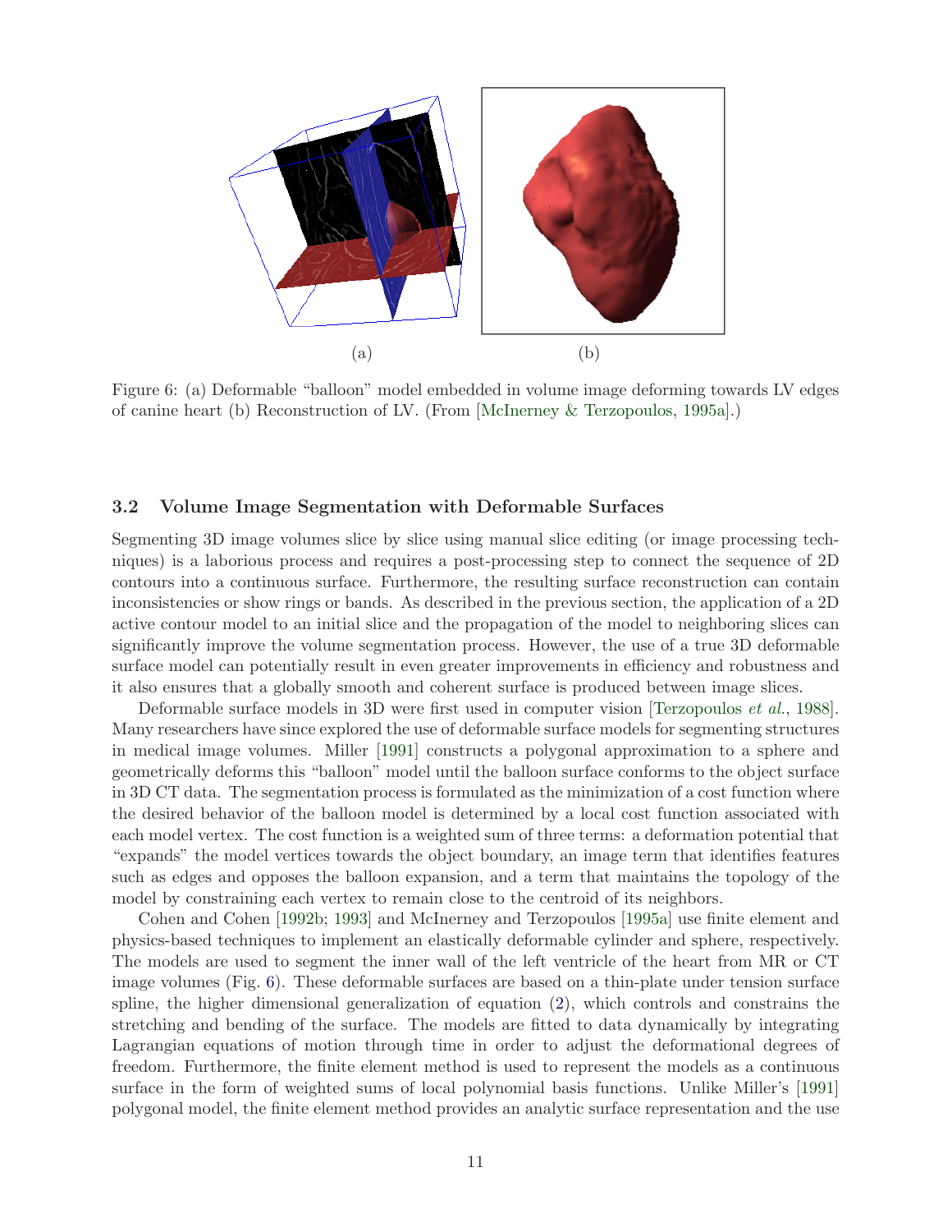(a) (b)

Figure 6: (a) Deformable "balloon" model embedded in volume image deforming towards LV edges of canine heart (b) Reconstruction of LV. (From [McInerney & Terzopoulos, 1995a].)

### 3.2 Volume Image Segmentation with Deformable Surfaces

Segmenting 3D image volumes slice by slice using manual slice editing (or image processing techniques) is a laborious process and requires a post-processing step to connect the sequence of 2D contours into a continuous surface. Furthermore, the resulting surface reconstruction can contain inconsistencies or show rings or bands. As described in the previous section, the application of a 2D active contour model to an initial slice and the propagation of the model to neighboring slices can significantly improve the volume segmentation process. However, the use of a true 3D deformable surface model can potentially result in even greater improvements in efficiency and robustness and it also ensures that a globally smooth and coherent surface is produced between image slices.

Deformable surface models in 3D were first used in computer vision [Terzopoulos *et al.*, 1988]. Many researchers have since explored the use of deformable surface models for segmenting structures in medical image volumes. Miller [1991] constructs a polygonal approximation to a sphere and geometrically deforms this "balloon" model until the balloon surface conforms to the object surface in 3D CT data. The segmentation process is formulated as the minimization of a cost function where the desired behavior of the balloon model is determined by a local cost function associated with each model vertex. The cost function is a weighted sum of three terms: a deformation potential that "expands" the model vertices towards the object boundary, an image term that identifies features such as edges and opposes the balloon expansion, and a term that maintains the topology of the model by constraining each vertex to remain close to the centroid of its neighbors.

Cohen and Cohen [1992b; 1993] and McInerney and Terzopoulos [1995a] use finite element and physics-based techniques to implement an elastically deformable cylinder and sphere, respectively. The models are used to segment the inner wall of the left ventricle of the heart from MR or CT image volumes (Fig. 6). These deformable surfaces are based on a thin-plate under tension surface spline, the higher dimensional generalization of equation (2), which controls and constrains the stretching and bending of the surface. The models are fitted to data dynamically by integrating Lagrangian equations of motion through time in order to adjust the deformational degrees of freedom. Furthermore, the finite element method is used to represent the models as a continuous surface in the form of weighted sums of local polynomial basis functions. Unlike Miller's [1991] polygonal model, the finite element method provides an analytic surface representation and the use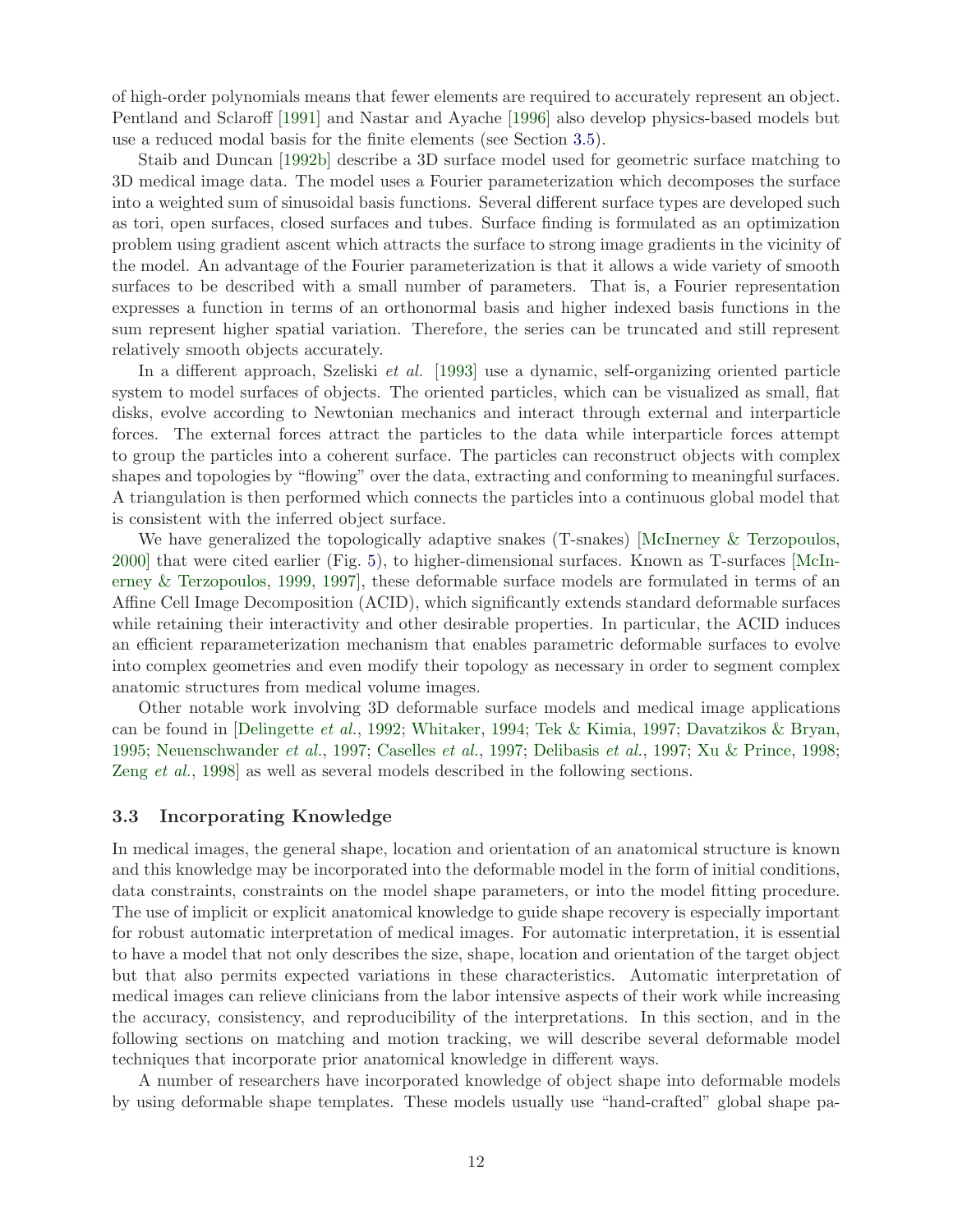of high-order polynomials means that fewer elements are required to accurately represent an object. Pentland and Sclaroff [1991] and Nastar and Ayache [1996] also develop physics-based models but use a reduced modal basis for the finite elements (see Section 3.5).

Staib and Duncan [1992b] describe a 3D surface model used for geometric surface matching to 3D medical image data. The model uses a Fourier parameterization which decomposes the surface into a weighted sum of sinusoidal basis functions. Several different surface types are developed such as tori, open surfaces, closed surfaces and tubes. Surface finding is formulated as an optimization problem using gradient ascent which attracts the surface to strong image gradients in the vicinity of the model. An advantage of the Fourier parameterization is that it allows a wide variety of smooth surfaces to be described with a small number of parameters. That is, a Fourier representation expresses a function in terms of an orthonormal basis and higher indexed basis functions in the sum represent higher spatial variation. Therefore, the series can be truncated and still represent relatively smooth objects accurately.

In a different approach, Szeliski *et al.* [1993] use a dynamic, self-organizing oriented particle system to model surfaces of objects. The oriented particles, which can be visualized as small, flat disks, evolve according to Newtonian mechanics and interact through external and interparticle forces. The external forces attract the particles to the data while interparticle forces attempt to group the particles into a coherent surface. The particles can reconstruct objects with complex shapes and topologies by "flowing" over the data, extracting and conforming to meaningful surfaces. A triangulation is then performed which connects the particles into a continuous global model that is consistent with the inferred object surface.

We have generalized the topologically adaptive snakes (T-snakes) [McInerney & Terzopoulos, 2000] that were cited earlier (Fig. 5), to higher-dimensional surfaces. Known as T-surfaces [McInerney & Terzopoulos, 1999, 1997], these deformable surface models are formulated in terms of an Affine Cell Image Decomposition (ACID), which significantly extends standard deformable surfaces while retaining their interactivity and other desirable properties. In particular, the ACID induces an efficient reparameterization mechanism that enables parametric deformable surfaces to evolve into complex geometries and even modify their topology as necessary in order to segment complex anatomic structures from medical volume images.

Other notable work involving 3D deformable surface models and medical image applications can be found in [Delingette *et al.*, 1992; Whitaker, 1994; Tek & Kimia, 1997; Davatzikos & Bryan, 1995; Neuenschwander *et al.*, 1997; Caselles *et al.*, 1997; Delibasis *et al.*, 1997; Xu & Prince, 1998; Zeng *et al.*, 1998] as well as several models described in the following sections.

### 3.3 Incorporating Knowledge

In medical images, the general shape, location and orientation of an anatomical structure is known and this knowledge may be incorporated into the deformable model in the form of initial conditions, data constraints, constraints on the model shape parameters, or into the model fitting procedure. The use of implicit or explicit anatomical knowledge to guide shape recovery is especially important for robust automatic interpretation of medical images. For automatic interpretation, it is essential to have a model that not only describes the size, shape, location and orientation of the target object but that also permits expected variations in these characteristics. Automatic interpretation of medical images can relieve clinicians from the labor intensive aspects of their work while increasing the accuracy, consistency, and reproducibility of the interpretations. In this section, and in the following sections on matching and motion tracking, we will describe several deformable model techniques that incorporate prior anatomical knowledge in different ways.

A number of researchers have incorporated knowledge of object shape into deformable models by using deformable shape templates. These models usually use "hand-crafted" global shape pa-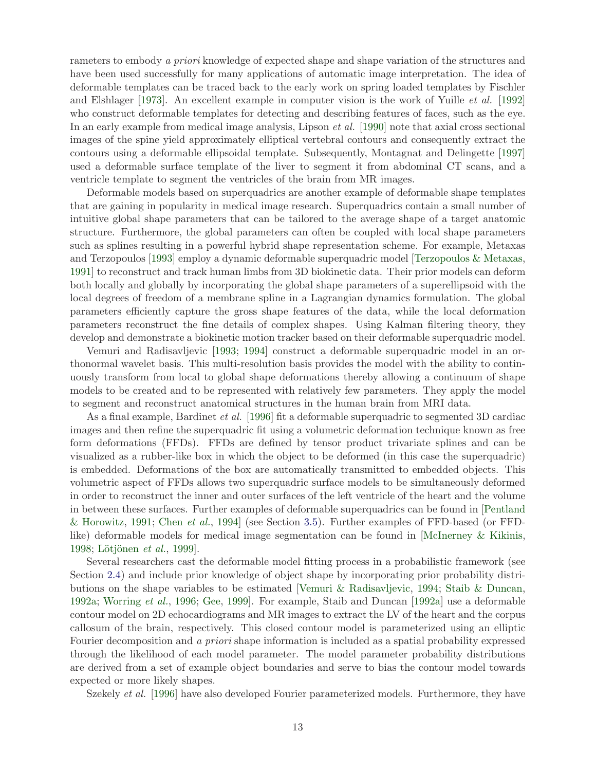rameters to embody *a priori* knowledge of expected shape and shape variation of the structures and have been used successfully for many applications of automatic image interpretation. The idea of deformable templates can be traced back to the early work on spring loaded templates by Fischler and Elshlager [1973]. An excellent example in computer vision is the work of Yuille *et al.* [1992] who construct deformable templates for detecting and describing features of faces, such as the eye. In an early example from medical image analysis, Lipson *et al.* [1990] note that axial cross sectional images of the spine yield approximately elliptical vertebral contours and consequently extract the contours using a deformable ellipsoidal template. Subsequently, Montagnat and Delingette [1997] used a deformable surface template of the liver to segment it from abdominal CT scans, and a ventricle template to segment the ventricles of the brain from MR images.

Deformable models based on superquadrics are another example of deformable shape templates that are gaining in popularity in medical image research. Superquadrics contain a small number of intuitive global shape parameters that can be tailored to the average shape of a target anatomic structure. Furthermore, the global parameters can often be coupled with local shape parameters such as splines resulting in a powerful hybrid shape representation scheme. For example, Metaxas and Terzopoulos [1993] employ a dynamic deformable superquadric model [Terzopoulos & Metaxas, 1991] to reconstruct and track human limbs from 3D biokinetic data. Their prior models can deform both locally and globally by incorporating the global shape parameters of a superellipsoid with the local degrees of freedom of a membrane spline in a Lagrangian dynamics formulation. The global parameters efficiently capture the gross shape features of the data, while the local deformation parameters reconstruct the fine details of complex shapes. Using Kalman filtering theory, they develop and demonstrate a biokinetic motion tracker based on their deformable superquadric model.

Vemuri and Radisavljevic [1993; 1994] construct a deformable superquadric model in an orthonormal wavelet basis. This multi-resolution basis provides the model with the ability to continuously transform from local to global shape deformations thereby allowing a continuum of shape models to be created and to be represented with relatively few parameters. They apply the model to segment and reconstruct anatomical structures in the human brain from MRI data.

As a final example, Bardinet *et al.* [1996] fit a deformable superquadric to segmented 3D cardiac images and then refine the superquadric fit using a volumetric deformation technique known as free form deformations (FFDs). FFDs are defined by tensor product trivariate splines and can be visualized as a rubber-like box in which the object to be deformed (in this case the superquadric) is embedded. Deformations of the box are automatically transmitted to embedded objects. This volumetric aspect of FFDs allows two superquadric surface models to be simultaneously deformed in order to reconstruct the inner and outer surfaces of the left ventricle of the heart and the volume in between these surfaces. Further examples of deformable superquadrics can be found in [Pentland & Horowitz, 1991; Chen *et al.*, 1994] (see Section 3.5). Further examples of FFD-based (or FFD-like) deformable models for medical image segmentation can be found in [McInerney & Kikinis, 1998; Lötjönen *et al.*, 1999].

Several researchers cast the deformable model fitting process in a probabilistic framework (see Section 2.4) and include prior knowledge of object shape by incorporating prior probability distributions on the shape variables to be estimated [Vemuri & Radisavljevic, 1994; Staib & Duncan, 1992a; Worring *et al.*, 1996; Gee, 1999]. For example, Staib and Duncan [1992a] use a deformable contour model on 2D echocardiograms and MR images to extract the LV of the heart and the corpus callosum of the brain, respectively. This closed contour model is parameterized using an elliptic Fourier decomposition and *a priori* shape information is included as a spatial probability expressed through the likelihood of each model parameter. The model parameter probability distributions are derived from a set of example object boundaries and serve to bias the contour model towards expected or more likely shapes.

Szekely *et al.* [1996] have also developed Fourier parameterized models. Furthermore, they have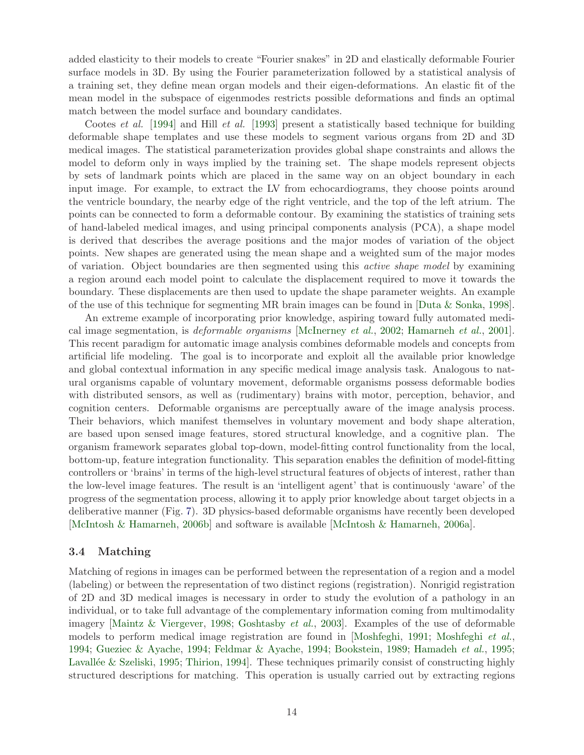added elasticity to their models to create “Fourier snakes” in 2D and elastically deformable Fourier surface models in 3D. By using the Fourier parameterization followed by a statistical analysis of a training set, they define mean organ models and their eigen-deformations. An elastic fit of the mean model in the subspace of eigenmodes restricts possible deformations and finds an optimal match between the model surface and boundary candidates.

Cootes *et al.* [1994] and Hill *et al.* [1993] present a statistically based technique for building deformable shape templates and use these models to segment various organs from 2D and 3D medical images. The statistical parameterization provides global shape constraints and allows the model to deform only in ways implied by the training set. The shape models represent objects by sets of landmark points which are placed in the same way on an object boundary in each input image. For example, to extract the LV from echocardiograms, they choose points around the ventricle boundary, the nearby edge of the right ventricle, and the top of the left atrium. The points can be connected to form a deformable contour. By examining the statistics of training sets of hand-labeled medical images, and using principal components analysis (PCA), a shape model is derived that describes the average positions and the major modes of variation of the object points. New shapes are generated using the mean shape and a weighted sum of the major modes of variation. Object boundaries are then segmented using this *active shape model* by examining a region around each model point to calculate the displacement required to move it towards the boundary. These displacements are then used to update the shape parameter weights. An example of the use of this technique for segmenting MR brain images can be found in [Duta & Sonka, 1998].

An extreme example of incorporating prior knowledge, aspiring toward fully automated medical image segmentation, is *deformable organisms* [McInerney *et al.*, 2002; Hamarneh *et al.*, 2001]. This recent paradigm for automatic image analysis combines deformable models and concepts from artificial life modeling. The goal is to incorporate and exploit all the available prior knowledge and global contextual information in any specific medical image analysis task. Analogous to natural organisms capable of voluntary movement, deformable organisms possess deformable bodies with distributed sensors, as well as (rudimentary) brains with motor, perception, behavior, and cognition centers. Deformable organisms are perceptually aware of the image analysis process. Their behaviors, which manifest themselves in voluntary movement and body shape alteration, are based upon sensed image features, stored structural knowledge, and a cognitive plan. The organism framework separates global top-down, model-fitting control functionality from the local, bottom-up, feature integration functionality. This separation enables the definition of model-fitting controllers or ‘brains’ in terms of the high-level structural features of objects of interest, rather than the low-level image features. The result is an ‘intelligent agent’ that is continuously ‘aware’ of the progress of the segmentation process, allowing it to apply prior knowledge about target objects in a deliberative manner (Fig. 7). 3D physics-based deformable organisms have recently been developed [McIntosh & Hamarneh, 2006b] and software is available [McIntosh & Hamarneh, 2006a].

### 3.4 Matching

Matching of regions in images can be performed between the representation of a region and a model (labeling) or between the representation of two distinct regions (registration). Nonrigid registration of 2D and 3D medical images is necessary in order to study the evolution of a pathology in an individual, or to take full advantage of the complementary information coming from multimodality imagery [Maintz & Viergever, 1998; Goshtasby *et al.*, 2003]. Examples of the use of deformable models to perform medical image registration are found in [Moshfeghi, 1991; Moshfeghi *et al.*, 1994; Gueziec & Ayache, 1994; Feldmar & Ayache, 1994; Bookstein, 1989; Hamadeh *et al.*, 1995; Lavallée & Szeliski, 1995; Thirion, 1994]. These techniques primarily consist of constructing highly structured descriptions for matching. This operation is usually carried out by extracting regions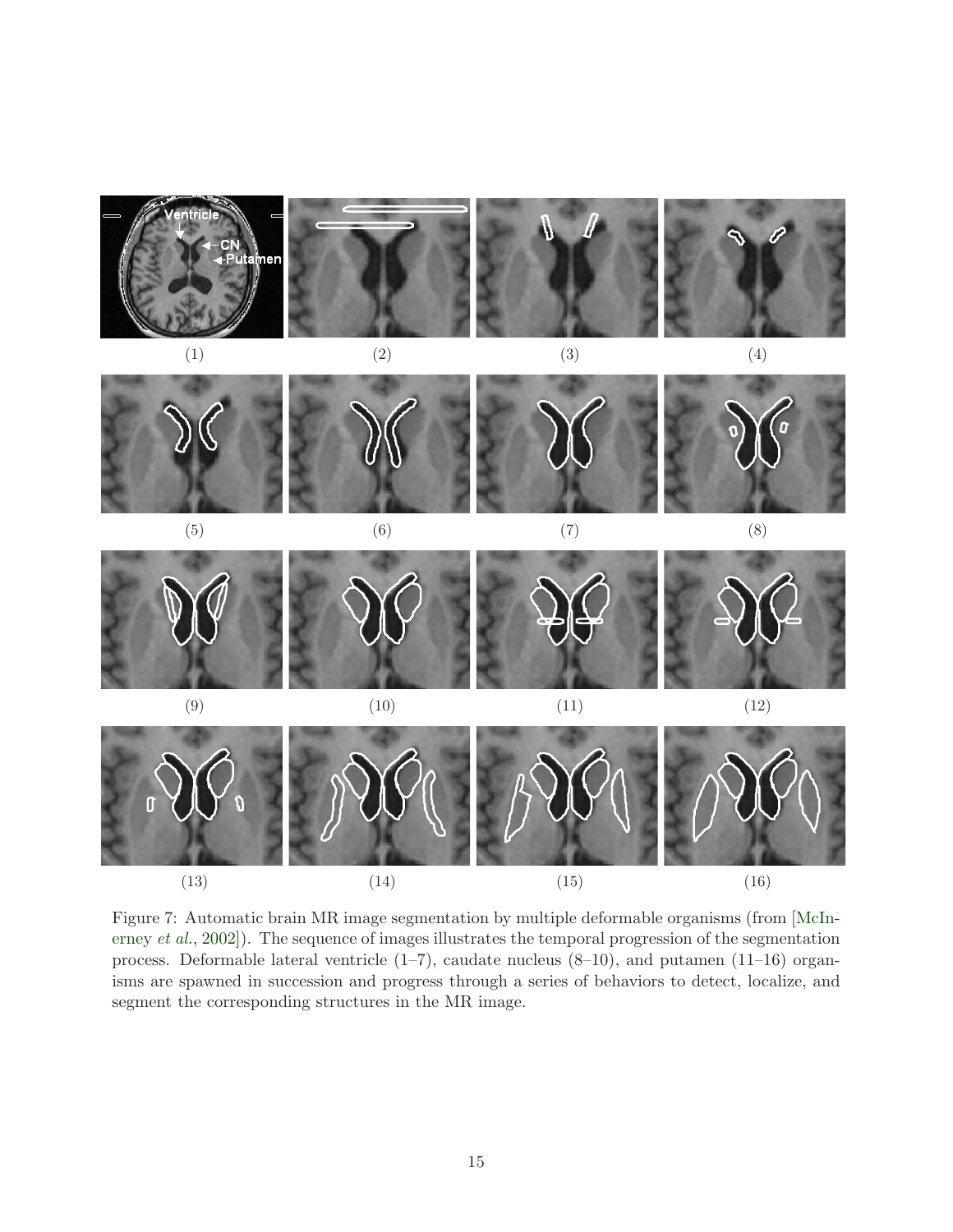(1) (2) (3) (4)

(5) (6) (7) (8)

(9) (10) (11) (12)

(13) (14) (15) (16)

Figure 7: Automatic brain MR image segmentation by multiple deformable organisms (from [McInerney *et al.*, 2002]). The sequence of images illustrates the temporal progression of the segmentation process. Deformable lateral ventricle (1–7), caudate nucleus (8–10), and putamen (11–16) organisms are spawned in succession and progress through a series of behaviors to detect, localize, and segment the corresponding structures in the MR image.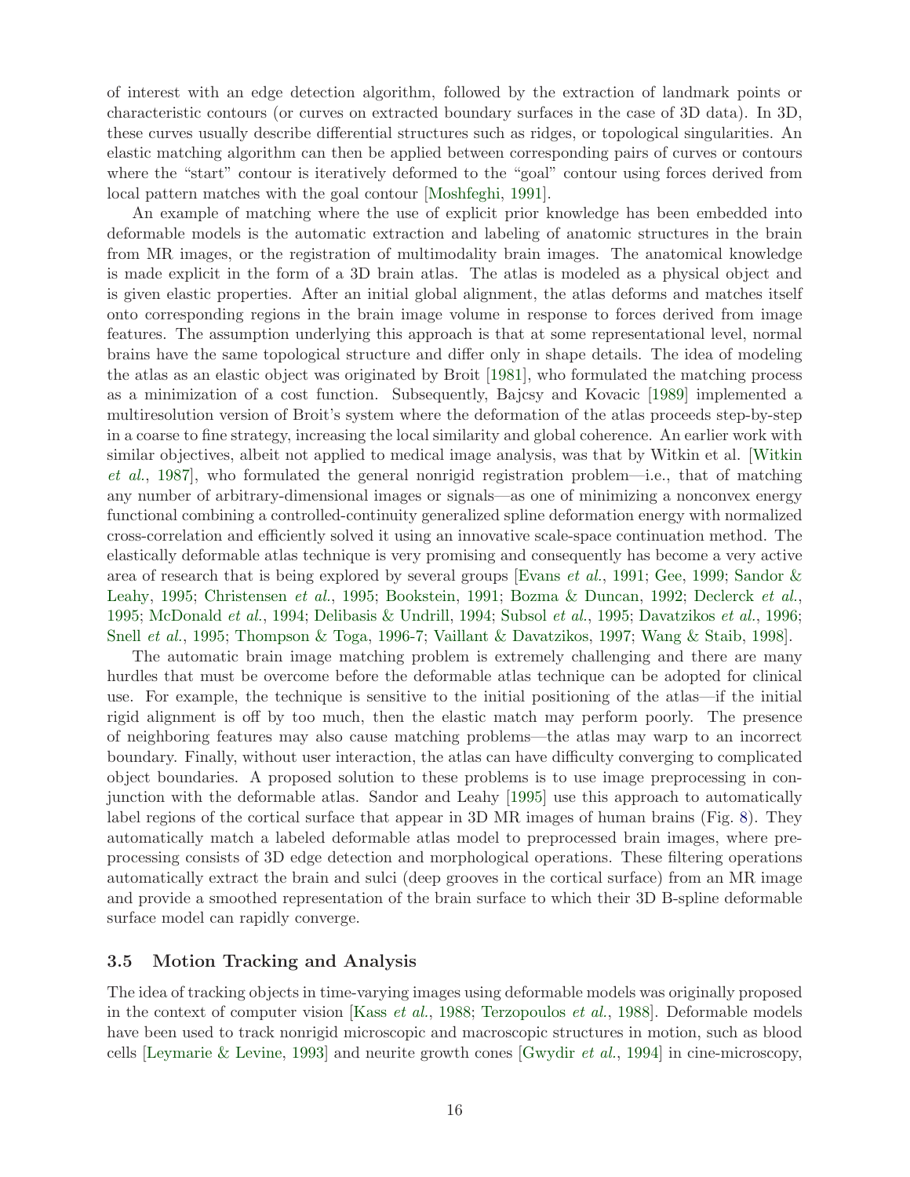of interest with an edge detection algorithm, followed by the extraction of landmark points or characteristic contours (or curves on extracted boundary surfaces in the case of 3D data). In 3D, these curves usually describe differential structures such as ridges, or topological singularities. An elastic matching algorithm can then be applied between corresponding pairs of curves or contours where the "start" contour is iteratively deformed to the "goal" contour using forces derived from local pattern matches with the goal contour [Moshfeghi, 1991].

An example of matching where the use of explicit prior knowledge has been embedded into deformable models is the automatic extraction and labeling of anatomic structures in the brain from MR images, or the registration of multimodality brain images. The anatomical knowledge is made explicit in the form of a 3D brain atlas. The atlas is modeled as a physical object and is given elastic properties. After an initial global alignment, the atlas deforms and matches itself onto corresponding regions in the brain image volume in response to forces derived from image features. The assumption underlying this approach is that at some representational level, normal brains have the same topological structure and differ only in shape details. The idea of modeling the atlas as an elastic object was originated by Broit [1981], who formulated the matching process as a minimization of a cost function. Subsequently, Bajcsy and Kovacic [1989] implemented a multiresolution version of Broit's system where the deformation of the atlas proceeds step-by-step in a coarse to fine strategy, increasing the local similarity and global coherence. An earlier work with similar objectives, albeit not applied to medical image analysis, was that by Witkin et al. [Witkin *et al.*, 1987], who formulated the general nonrigid registration problem—i.e., that of matching any number of arbitrary-dimensional images or signals—as one of minimizing a nonconvex energy functional combining a controlled-continuity generalized spline deformation energy with normalized cross-correlation and efficiently solved it using an innovative scale-space continuation method. The elastically deformable atlas technique is very promising and consequently has become a very active area of research that is being explored by several groups [Evans *et al.*, 1991; Gee, 1999; Sandor & Leahy, 1995; Christensen *et al.*, 1995; Bookstein, 1991; Bozma & Duncan, 1992; Declerck *et al.*, 1995; McDonald *et al.*, 1994; Delibasis & Undrill, 1994; Subsol *et al.*, 1995; Davatzikos *et al.*, 1996; Snell *et al.*, 1995; Thompson & Toga, 1996-7; Vaillant & Davatzikos, 1997; Wang & Staib, 1998].

The automatic brain image matching problem is extremely challenging and there are many hurdles that must be overcome before the deformable atlas technique can be adopted for clinical use. For example, the technique is sensitive to the initial positioning of the atlas—if the initial rigid alignment is off by too much, then the elastic match may perform poorly. The presence of neighboring features may also cause matching problems—the atlas may warp to an incorrect boundary. Finally, without user interaction, the atlas can have difficulty converging to complicated object boundaries. A proposed solution to these problems is to use image preprocessing in conjunction with the deformable atlas. Sandor and Leahy [1995] use this approach to automatically label regions of the cortical surface that appear in 3D MR images of human brains (Fig. 8). They automatically match a labeled deformable atlas model to preprocessed brain images, where preprocessing consists of 3D edge detection and morphological operations. These filtering operations automatically extract the brain and sulci (deep grooves in the cortical surface) from an MR image and provide a smoothed representation of the brain surface to which their 3D B-spline deformable surface model can rapidly converge.

### 3.5 Motion Tracking and Analysis

The idea of tracking objects in time-varying images using deformable models was originally proposed in the context of computer vision [Kass *et al.*, 1988; Terzopoulos *et al.*, 1988]. Deformable models have been used to track nonrigid microscopic and macroscopic structures in motion, such as blood cells [Leymarie & Levine, 1993] and neurite growth cones [Gwydir *et al.*, 1994] in cine-microscopy,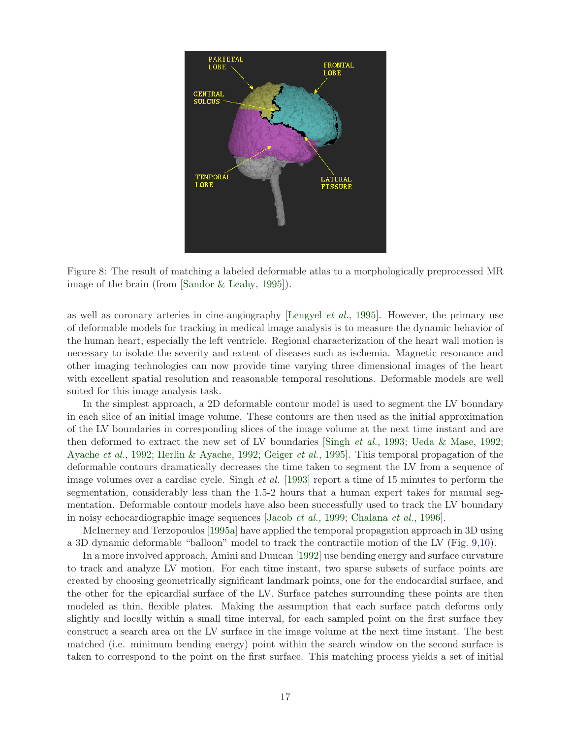Figure 8: The result of matching a labeled deformable atlas to a morphologically preprocessed MR image of the brain (from [Sandor & Leahy, 1995]).

as well as coronary arteries in cine-angiography [Lengyel *et al.*, 1995]. However, the primary use of deformable models for tracking in medical image analysis is to measure the dynamic behavior of the human heart, especially the left ventricle. Regional characterization of the heart wall motion is necessary to isolate the severity and extent of diseases such as ischemia. Magnetic resonance and other imaging technologies can now provide time varying three dimensional images of the heart with excellent spatial resolution and reasonable temporal resolutions. Deformable models are well suited for this image analysis task.

In the simplest approach, a 2D deformable contour model is used to segment the LV boundary in each slice of an initial image volume. These contours are then used as the initial approximation of the LV boundaries in corresponding slices of the image volume at the next time instant and are then deformed to extract the new set of LV boundaries [Singh *et al.*, 1993; Ueda & Mase, 1992; Ayache *et al.*, 1992; Herlin & Ayache, 1992; Geiger *et al.*, 1995]. This temporal propagation of the deformable contours dramatically decreases the time taken to segment the LV from a sequence of image volumes over a cardiac cycle. Singh *et al.* [1993] report a time of 15 minutes to perform the segmentation, considerably less than the 1.5-2 hours that a human expert takes for manual segmentation. Deformable contour models have also been successfully used to track the LV boundary in noisy echocardiographic image sequences [Jacob *et al.*, 1999; Chalana *et al.*, 1996].

McInerney and Terzopoulos [1995a] have applied the temporal propagation approach in 3D using a 3D dynamic deformable "balloon" model to track the contractile motion of the LV (Fig. 9,10).

In a more involved approach, Amini and Duncan [1992] use bending energy and surface curvature to track and analyze LV motion. For each time instant, two sparse subsets of surface points are created by choosing geometrically significant landmark points, one for the endocardial surface, and the other for the epicardial surface of the LV. Surface patches surrounding these points are then modeled as thin, flexible plates. Making the assumption that each surface patch deforms only slightly and locally within a small time interval, for each sampled point on the first surface they construct a search area on the LV surface in the image volume at the next time instant. The best matched (i.e. minimum bending energy) point within the search window on the second surface is taken to correspond to the point on the first surface. This matching process yields a set of initial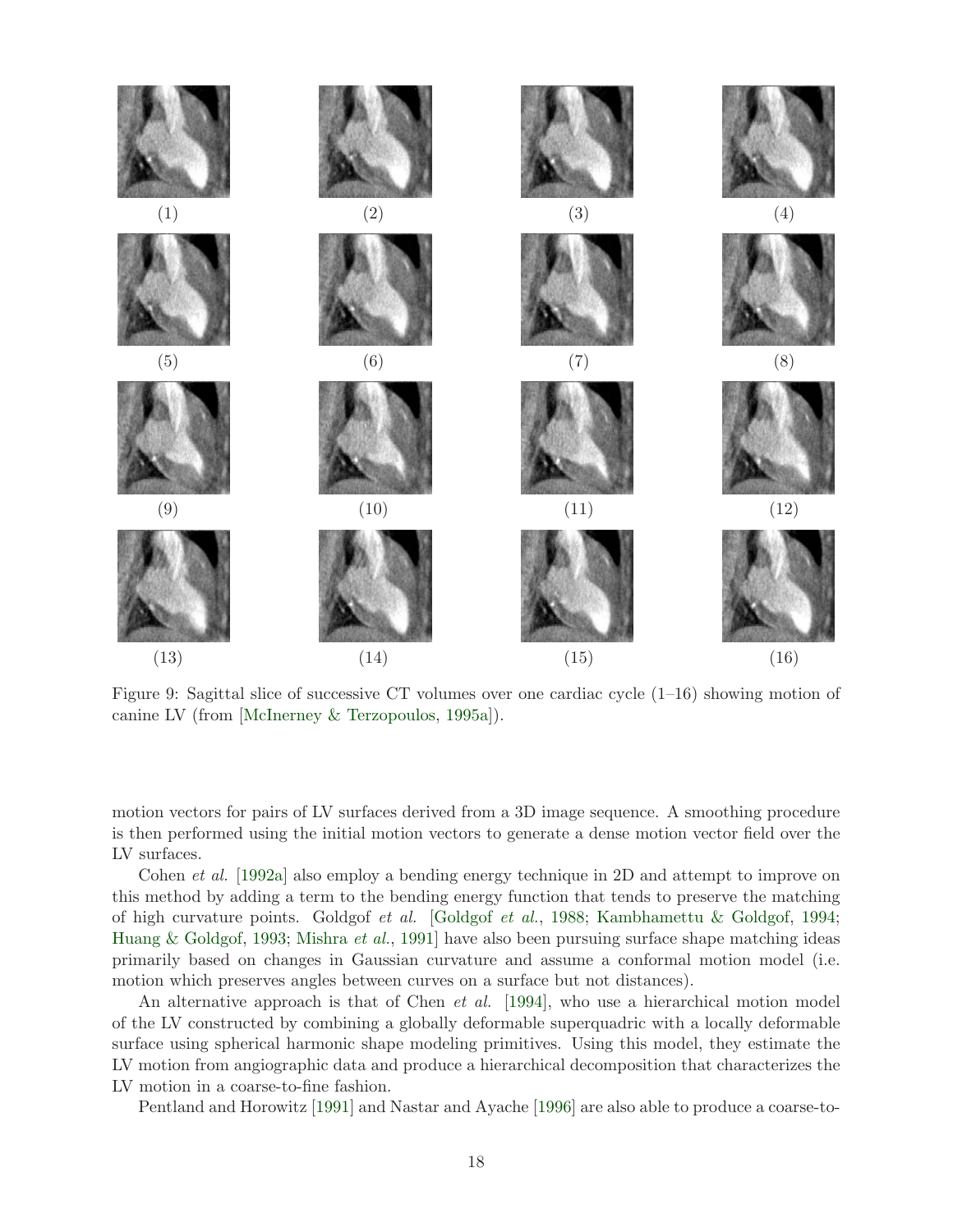(1) (2) (3) (4)

(5) (6) (7) (8)

(9) (10) (11) (12)

(13) (14) (15) (16)

Figure 9: Sagittal slice of successive CT volumes over one cardiac cycle (1–16) showing motion of canine LV (from [McInerney & Terzopoulos, 1995a]).

motion vectors for pairs of LV surfaces derived from a 3D image sequence. A smoothing procedure is then performed using the initial motion vectors to generate a dense motion vector field over the LV surfaces.

Cohen *et al.* [1992a] also employ a bending energy technique in 2D and attempt to improve on this method by adding a term to the bending energy function that tends to preserve the matching of high curvature points. Goldgof *et al.* [Goldgof *et al.*, 1988; Kambhamettu & Goldgof, 1994; Huang & Goldgof, 1993; Mishra *et al.*, 1991] have also been pursuing surface shape matching ideas primarily based on changes in Gaussian curvature and assume a conformal motion model (i.e. motion which preserves angles between curves on a surface but not distances).

An alternative approach is that of Chen *et al.* [1994], who use a hierarchical motion model of the LV constructed by combining a globally deformable superquadric with a locally deformable surface using spherical harmonic shape modeling primitives. Using this model, they estimate the LV motion from angiographic data and produce a hierarchical decomposition that characterizes the LV motion in a coarse-to-fine fashion.

Pentland and Horowitz [1991] and Nastar and Ayache [1996] are also able to produce a coarse-to-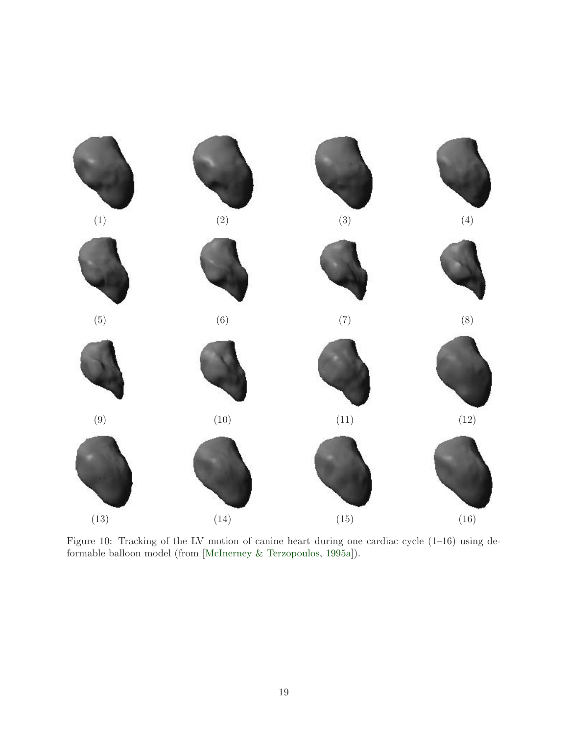(1) (2) (3) (4)

(5) (6) (7) (8)

(9) (10) (11) (12)

(13) (14) (15) (16)

Figure 10: Tracking of the LV motion of canine heart during one cardiac cycle (1–16) using deformable balloon model (from [McInerney & Terzopoulos, 1995a]).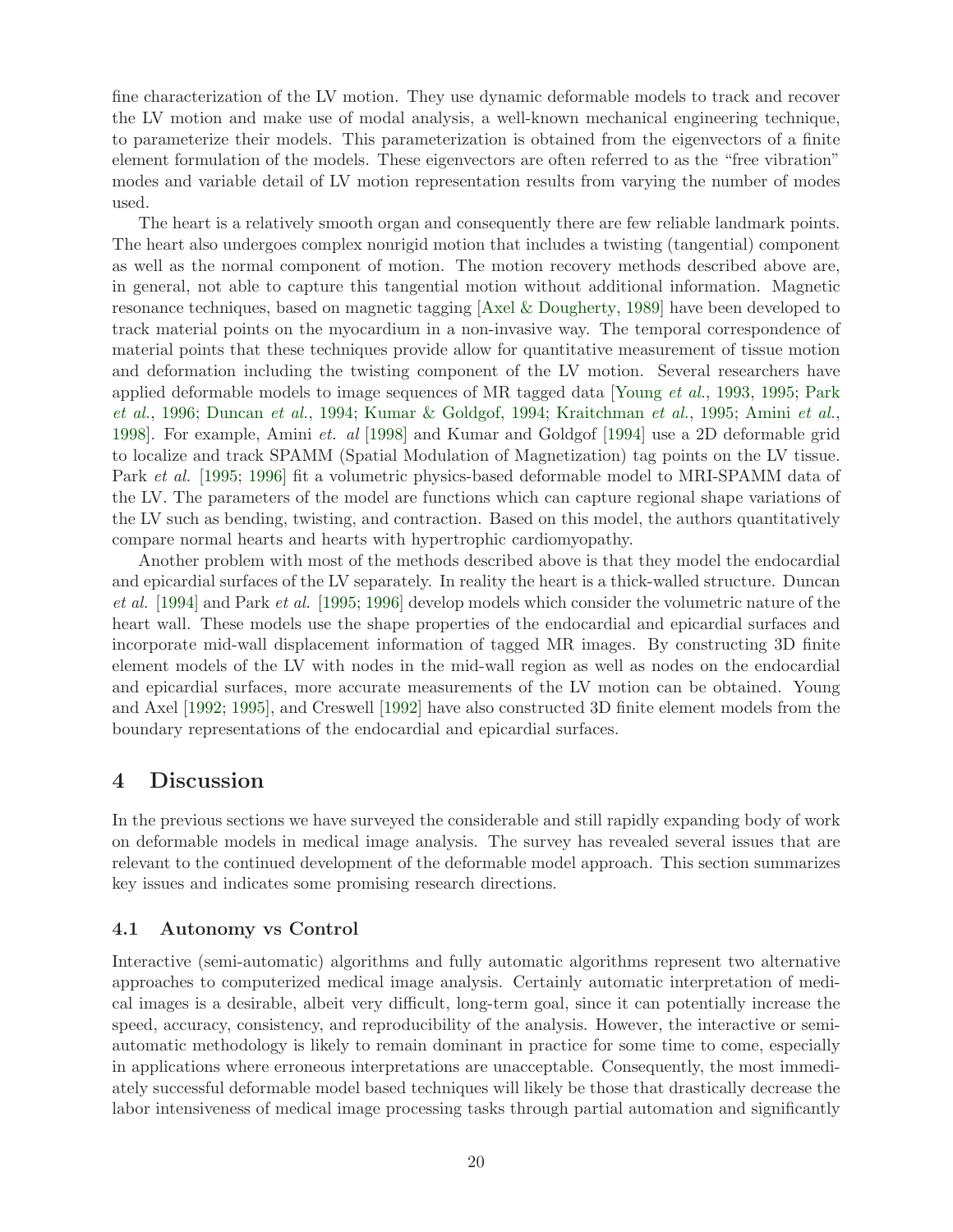fine characterization of the LV motion. They use dynamic deformable models to track and recover the LV motion and make use of modal analysis, a well-known mechanical engineering technique, to parameterize their models. This parameterization is obtained from the eigenvectors of a finite element formulation of the models. These eigenvectors are often referred to as the "free vibration" modes and variable detail of LV motion representation results from varying the number of modes used.

The heart is a relatively smooth organ and consequently there are few reliable landmark points. The heart also undergoes complex nonrigid motion that includes a twisting (tangential) component as well as the normal component of motion. The motion recovery methods described above are, in general, not able to capture this tangential motion without additional information. Magnetic resonance techniques, based on magnetic tagging [Axel & Dougherty, 1989] have been developed to track material points on the myocardium in a non-invasive way. The temporal correspondence of material points that these techniques provide allow for quantitative measurement of tissue motion and deformation including the twisting component of the LV motion. Several researchers have applied deformable models to image sequences of MR tagged data [Young *et al.*, 1993, 1995; Park *et al.*, 1996; Duncan *et al.*, 1994; Kumar & Goldgof, 1994; Kraitchman *et al.*, 1995; Amini *et al.*, 1998]. For example, Amini *et. al* [1998] and Kumar and Goldgof [1994] use a 2D deformable grid to localize and track SPAMM (Spatial Modulation of Magnetization) tag points on the LV tissue. Park *et al.* [1995; 1996] fit a volumetric physics-based deformable model to MRI-SPAMM data of the LV. The parameters of the model are functions which can capture regional shape variations of the LV such as bending, twisting, and contraction. Based on this model, the authors quantitatively compare normal hearts and hearts with hypertrophic cardiomyopathy.

Another problem with most of the methods described above is that they model the endocardial and epicardial surfaces of the LV separately. In reality the heart is a thick-walled structure. Duncan *et al.* [1994] and Park *et al.* [1995; 1996] develop models which consider the volumetric nature of the heart wall. These models use the shape properties of the endocardial and epicardial surfaces and incorporate mid-wall displacement information of tagged MR images. By constructing 3D finite element models of the LV with nodes in the mid-wall region as well as nodes on the endocardial and epicardial surfaces, more accurate measurements of the LV motion can be obtained. Young and Axel [1992; 1995], and Creswell [1992] have also constructed 3D finite element models from the boundary representations of the endocardial and epicardial surfaces.

# 4 Discussion

In the previous sections we have surveyed the considerable and still rapidly expanding body of work on deformable models in medical image analysis. The survey has revealed several issues that are relevant to the continued development of the deformable model approach. This section summarizes key issues and indicates some promising research directions.

## 4.1 Autonomy vs Control

Interactive (semi-automatic) algorithms and fully automatic algorithms represent two alternative approaches to computerized medical image analysis. Certainly automatic interpretation of medical images is a desirable, albeit very difficult, long-term goal, since it can potentially increase the speed, accuracy, consistency, and reproducibility of the analysis. However, the interactive or semi-automatic methodology is likely to remain dominant in practice for some time to come, especially in applications where erroneous interpretations are unacceptable. Consequently, the most immediately successful deformable model based techniques will likely be those that drastically decrease the labor intensiveness of medical image processing tasks through partial automation and significantly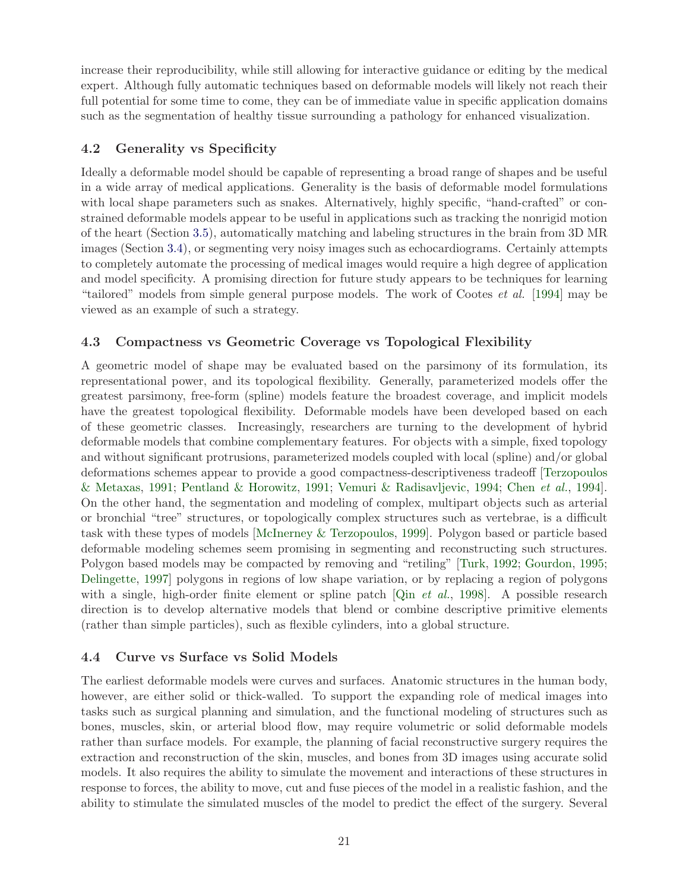increase their reproducibility, while still allowing for interactive guidance or editing by the medical expert. Although fully automatic techniques based on deformable models will likely not reach their full potential for some time to come, they can be of immediate value in specific application domains such as the segmentation of healthy tissue surrounding a pathology for enhanced visualization.

### 4.2 Generality vs Specificity

Ideally a deformable model should be capable of representing a broad range of shapes and be useful in a wide array of medical applications. Generality is the basis of deformable model formulations with local shape parameters such as snakes. Alternatively, highly specific, "hand-crafted" or constrained deformable models appear to be useful in applications such as tracking the nonrigid motion of the heart (Section 3.5), automatically matching and labeling structures in the brain from 3D MR images (Section 3.4), or segmenting very noisy images such as echocardiograms. Certainly attempts to completely automate the processing of medical images would require a high degree of application and model specificity. A promising direction for future study appears to be techniques for learning "tailored" models from simple general purpose models. The work of Cootes *et al.* [1994] may be viewed as an example of such a strategy.

### 4.3 Compactness vs Geometric Coverage vs Topological Flexibility

A geometric model of shape may be evaluated based on the parsimony of its formulation, its representational power, and its topological flexibility. Generally, parameterized models offer the greatest parsimony, free-form (spline) models feature the broadest coverage, and implicit models have the greatest topological flexibility. Deformable models have been developed based on each of these geometric classes. Increasingly, researchers are turning to the development of hybrid deformable models that combine complementary features. For objects with a simple, fixed topology and without significant protrusions, parameterized models coupled with local (spline) and/or global deformations schemes appear to provide a good compactness-descriptiveness tradeoff [Terzopoulos & Metaxas, 1991; Pentland & Horowitz, 1991; Vemuri & Radisavljevic, 1994; Chen *et al.*, 1994]. On the other hand, the segmentation and modeling of complex, multipart objects such as arterial or bronchial "tree" structures, or topologically complex structures such as vertebrae, is a difficult task with these types of models [McInerney & Terzopoulos, 1999]. Polygon based or particle based deformable modeling schemes seem promising in segmenting and reconstructing such structures. Polygon based models may be compacted by removing and "retiling" [Turk, 1992; Gourdon, 1995; Delingette, 1997] polygons in regions of low shape variation, or by replacing a region of polygons with a single, high-order finite element or spline patch [Qin *et al.*, 1998]. A possible research direction is to develop alternative models that blend or combine descriptive primitive elements (rather than simple particles), such as flexible cylinders, into a global structure.

### 4.4 Curve vs Surface vs Solid Models

The earliest deformable models were curves and surfaces. Anatomic structures in the human body, however, are either solid or thick-walled. To support the expanding role of medical images into tasks such as surgical planning and simulation, and the functional modeling of structures such as bones, muscles, skin, or arterial blood flow, may require volumetric or solid deformable models rather than surface models. For example, the planning of facial reconstructive surgery requires the extraction and reconstruction of the skin, muscles, and bones from 3D images using accurate solid models. It also requires the ability to simulate the movement and interactions of these structures in response to forces, the ability to move, cut and fuse pieces of the model in a realistic fashion, and the ability to stimulate the simulated muscles of the model to predict the effect of the surgery. Several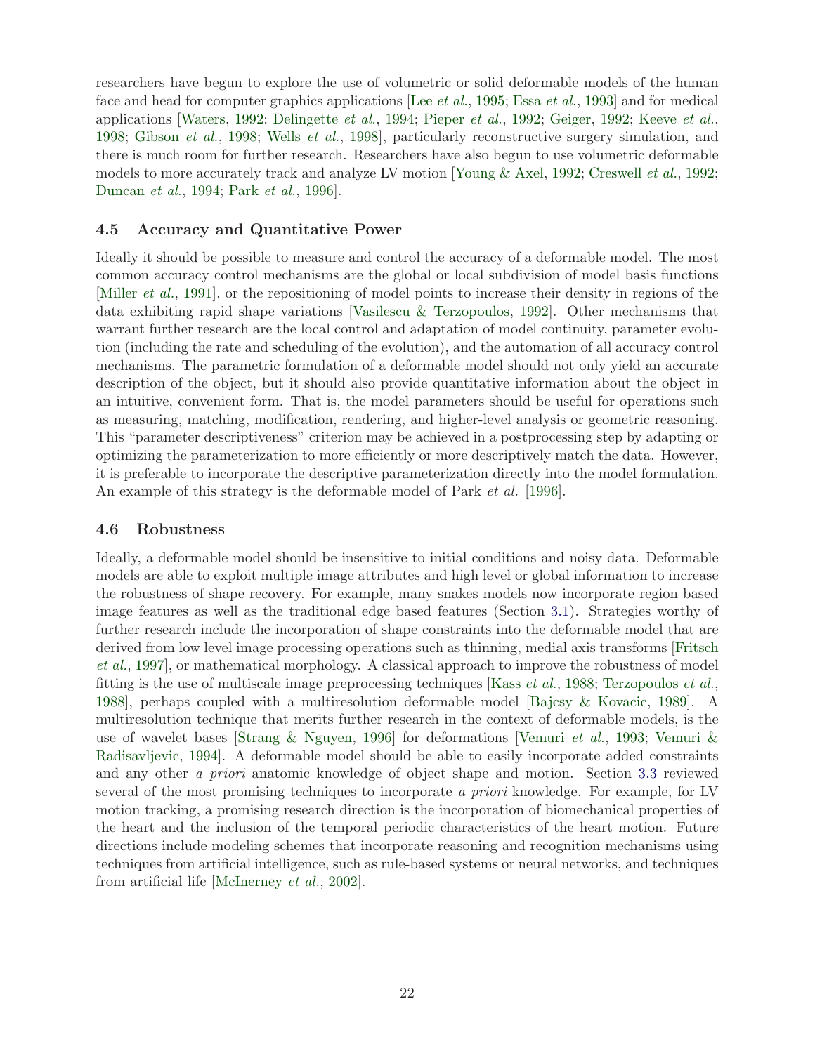researchers have begun to explore the use of volumetric or solid deformable models of the human face and head for computer graphics applications [Lee *et al.*, 1995; Essa *et al.*, 1993] and for medical applications [Waters, 1992; Delingette *et al.*, 1994; Pieper *et al.*, 1992; Geiger, 1992; Keeve *et al.*, 1998; Gibson *et al.*, 1998; Wells *et al.*, 1998], particularly reconstructive surgery simulation, and there is much room for further research. Researchers have also begun to use volumetric deformable models to more accurately track and analyze LV motion [Young & Axel, 1992; Creswell *et al.*, 1992; Duncan *et al.*, 1994; Park *et al.*, 1996].

### 4.5 Accuracy and Quantitative Power

Ideally it should be possible to measure and control the accuracy of a deformable model. The most common accuracy control mechanisms are the global or local subdivision of model basis functions [Miller *et al.*, 1991], or the repositioning of model points to increase their density in regions of the data exhibiting rapid shape variations [Vasilescu & Terzopoulos, 1992]. Other mechanisms that warrant further research are the local control and adaptation of model continuity, parameter evolution (including the rate and scheduling of the evolution), and the automation of all accuracy control mechanisms. The parametric formulation of a deformable model should not only yield an accurate description of the object, but it should also provide quantitative information about the object in an intuitive, convenient form. That is, the model parameters should be useful for operations such as measuring, matching, modification, rendering, and higher-level analysis or geometric reasoning. This "parameter descriptiveness" criterion may be achieved in a postprocessing step by adapting or optimizing the parameterization to more efficiently or more descriptively match the data. However, it is preferable to incorporate the descriptive parameterization directly into the model formulation. An example of this strategy is the deformable model of Park *et al.* [1996].

### 4.6 Robustness

Ideally, a deformable model should be insensitive to initial conditions and noisy data. Deformable models are able to exploit multiple image attributes and high level or global information to increase the robustness of shape recovery. For example, many snakes models now incorporate region based image features as well as the traditional edge based features (Section 3.1). Strategies worthy of further research include the incorporation of shape constraints into the deformable model that are derived from low level image processing operations such as thinning, medial axis transforms [Fritsch *et al.*, 1997], or mathematical morphology. A classical approach to improve the robustness of model fitting is the use of multiscale image preprocessing techniques [Kass *et al.*, 1988; Terzopoulos *et al.*, 1988], perhaps coupled with a multiresolution deformable model [Bajcsy & Kovacic, 1989]. A multiresolution technique that merits further research in the context of deformable models, is the use of wavelet bases [Strang & Nguyen, 1996] for deformations [Vemuri *et al.*, 1993; Vemuri & Radisavljevic, 1994]. A deformable model should be able to easily incorporate added constraints and any other *a priori* anatomic knowledge of object shape and motion. Section 3.3 reviewed several of the most promising techniques to incorporate *a priori* knowledge. For example, for LV motion tracking, a promising research direction is the incorporation of biomechanical properties of the heart and the inclusion of the temporal periodic characteristics of the heart motion. Future directions include modeling schemes that incorporate reasoning and recognition mechanisms using techniques from artificial intelligence, such as rule-based systems or neural networks, and techniques from artificial life [McInerney *et al.*, 2002].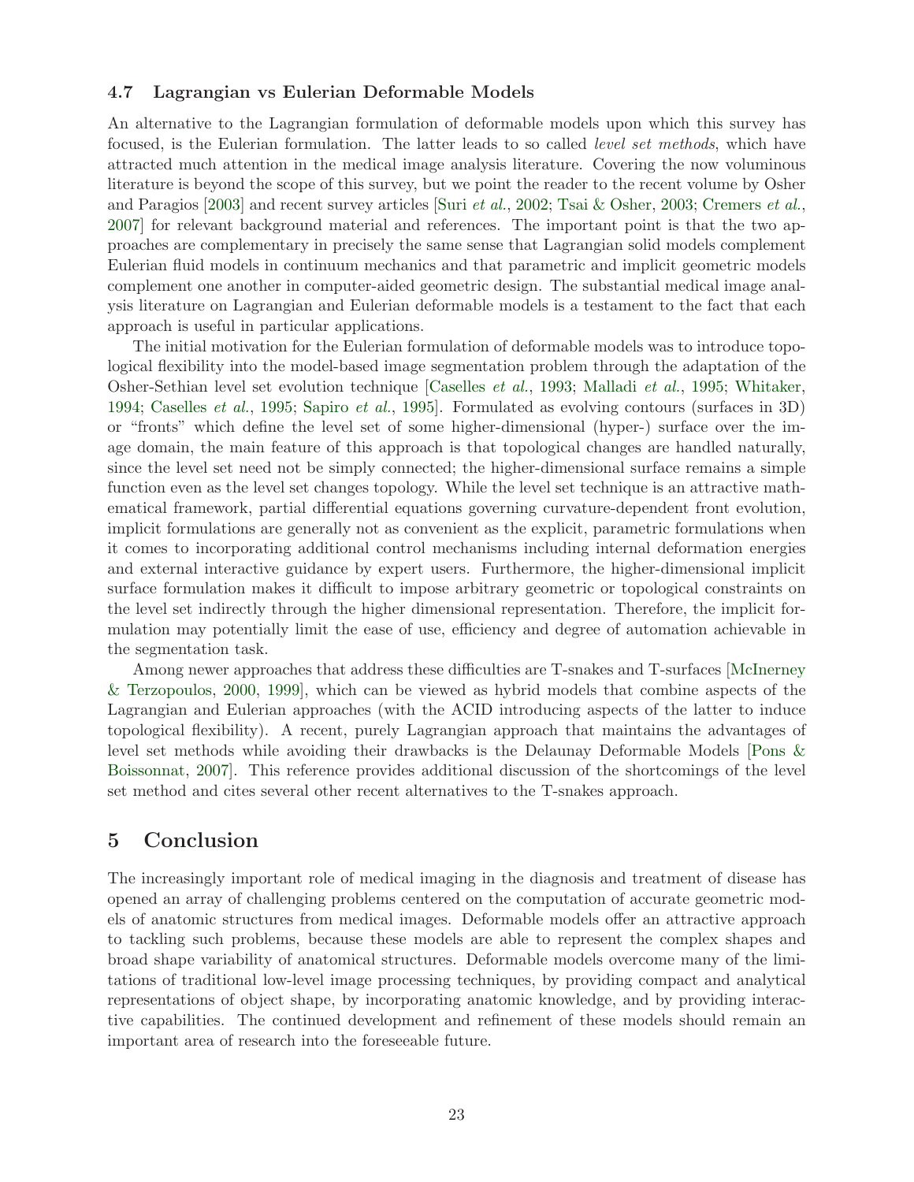### 4.7 Lagrangian vs Eulerian Deformable Models

An alternative to the Lagrangian formulation of deformable models upon which this survey has focused, is the Eulerian formulation. The latter leads to so called *level set methods*, which have attracted much attention in the medical image analysis literature. Covering the now voluminous literature is beyond the scope of this survey, but we point the reader to the recent volume by Osher and Paragios [2003] and recent survey articles [Suri *et al.*, 2002; Tsai & Osher, 2003; Cremers *et al.*, 2007] for relevant background material and references. The important point is that the two approaches are complementary in precisely the same sense that Lagrangian solid models complement Eulerian fluid models in continuum mechanics and that parametric and implicit geometric models complement one another in computer-aided geometric design. The substantial medical image analysis literature on Lagrangian and Eulerian deformable models is a testament to the fact that each approach is useful in particular applications.

The initial motivation for the Eulerian formulation of deformable models was to introduce topological flexibility into the model-based image segmentation problem through the adaptation of the Osher-Sethian level set evolution technique [Caselles *et al.*, 1993; Malladi *et al.*, 1995; Whitaker, 1994; Caselles *et al.*, 1995; Sapiro *et al.*, 1995]. Formulated as evolving contours (surfaces in 3D) or "fronts" which define the level set of some higher-dimensional (hyper-) surface over the image domain, the main feature of this approach is that topological changes are handled naturally, since the level set need not be simply connected; the higher-dimensional surface remains a simple function even as the level set changes topology. While the level set technique is an attractive mathematical framework, partial differential equations governing curvature-dependent front evolution, implicit formulations are generally not as convenient as the explicit, parametric formulations when it comes to incorporating additional control mechanisms including internal deformation energies and external interactive guidance by expert users. Furthermore, the higher-dimensional implicit surface formulation makes it difficult to impose arbitrary geometric or topological constraints on the level set indirectly through the higher dimensional representation. Therefore, the implicit formulation may potentially limit the ease of use, efficiency and degree of automation achievable in the segmentation task.

Among newer approaches that address these difficulties are T-snakes and T-surfaces [McInerney & Terzopoulos, 2000, 1999], which can be viewed as hybrid models that combine aspects of the Lagrangian and Eulerian approaches (with the ACID introducing aspects of the latter to induce topological flexibility). A recent, purely Lagrangian approach that maintains the advantages of level set methods while avoiding their drawbacks is the Delaunay Deformable Models [Pons & Boissonnat, 2007]. This reference provides additional discussion of the shortcomings of the level set method and cites several other recent alternatives to the T-snakes approach.

## 5 Conclusion

The increasingly important role of medical imaging in the diagnosis and treatment of disease has opened an array of challenging problems centered on the computation of accurate geometric models of anatomic structures from medical images. Deformable models offer an attractive approach to tackling such problems, because these models are able to represent the complex shapes and broad shape variability of anatomical structures. Deformable models overcome many of the limitations of traditional low-level image processing techniques, by providing compact and analytical representations of object shape, by incorporating anatomic knowledge, and by providing interactive capabilities. The continued development and refinement of these models should remain an important area of research into the foreseeable future.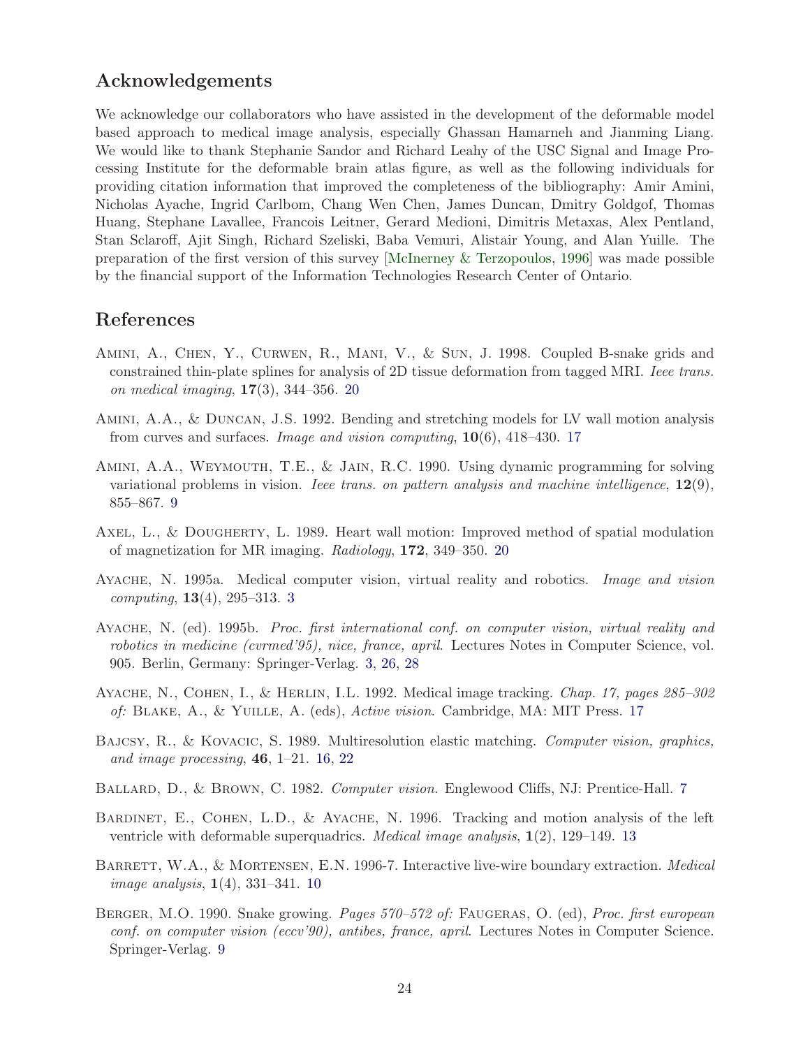## Acknowledgements

We acknowledge our collaborators who have assisted in the development of the deformable model based approach to medical image analysis, especially Ghassan Hamarneh and Jianming Liang. We would like to thank Stephanie Sandor and Richard Leahy of the USC Signal and Image Processing Institute for the deformable brain atlas figure, as well as the following individuals for providing citation information that improved the completeness of the bibliography: Amir Amini, Nicholas Ayache, Ingrid Carlbom, Chang Wen Chen, James Duncan, Dmitry Goldgof, Thomas Huang, Stephane Lavallee, Francois Leitner, Gerard Medioni, Dimitris Metaxas, Alex Pentland, Stan Sclaroff, Ajit Singh, Richard Szeliski, Baba Vemuri, Alistair Young, and Alan Yuille. The preparation of the first version of this survey [McInerney & Terzopoulos, 1996] was made possible by the financial support of the Information Technologies Research Center of Ontario.

## References

Amini, A., Chen, Y., Curwen, R., Mani, V., & Sun, J. 1998. Coupled B-snake grids and constrained thin-plate splines for analysis of 2D tissue deformation from tagged MRI. *Ieee trans. on medical imaging*, **17**(3), 344–356. 20

Amini, A.A., & Duncan, J.S. 1992. Bending and stretching models for LV wall motion analysis from curves and surfaces. *Image and vision computing*, **10**(6), 418–430. 17

Amini, A.A., Weymouth, T.E., & Jain, R.C. 1990. Using dynamic programming for solving variational problems in vision. *Ieee trans. on pattern analysis and machine intelligence*, **12**(9), 855–867. 9

Axel, L., & Dougherty, L. 1989. Heart wall motion: Improved method of spatial modulation of magnetization for MR imaging. *Radiology*, **172**, 349–350. 20

Ayache, N. 1995a. Medical computer vision, virtual reality and robotics. *Image and vision computing*, **13**(4), 295–313. 3

Ayache, N. (ed). 1995b. *Proc. first international conf. on computer vision, virtual reality and robotics in medicine (cvrmed'95), nice, france, april*. Lectures Notes in Computer Science, vol. 905. Berlin, Germany: Springer-Verlag. 3, 26, 28

Ayache, N., Cohen, I., & Herlin, I.L. 1992. Medical image tracking. *Chap. 17, pages 285–302 of:* Blake, A., & Yuille, A. (eds), *Active vision*. Cambridge, MA: MIT Press. 17

Bajcsy, R., & Kovacic, S. 1989. Multiresolution elastic matching. *Computer vision, graphics, and image processing*, **46**, 1–21. 16, 22

Ballard, D., & Brown, C. 1982. *Computer vision*. Englewood Cliffs, NJ: Prentice-Hall. 7

Bardinet, E., Cohen, L.D., & Ayache, N. 1996. Tracking and motion analysis of the left ventricle with deformable superquadrics. *Medical image analysis*, **1**(2), 129–149. 13

Barrett, W.A., & Mortensen, E.N. 1996-7. Interactive live-wire boundary extraction. *Medical image analysis*, **1**(4), 331–341. 10

Berger, M.O. 1990. Snake growing. *Pages 570–572 of:* Faugeras, O. (ed), *Proc. first european conf. on computer vision (eccv'90), antibes, france, april*. Lectures Notes in Computer Science. Springer-Verlag. 9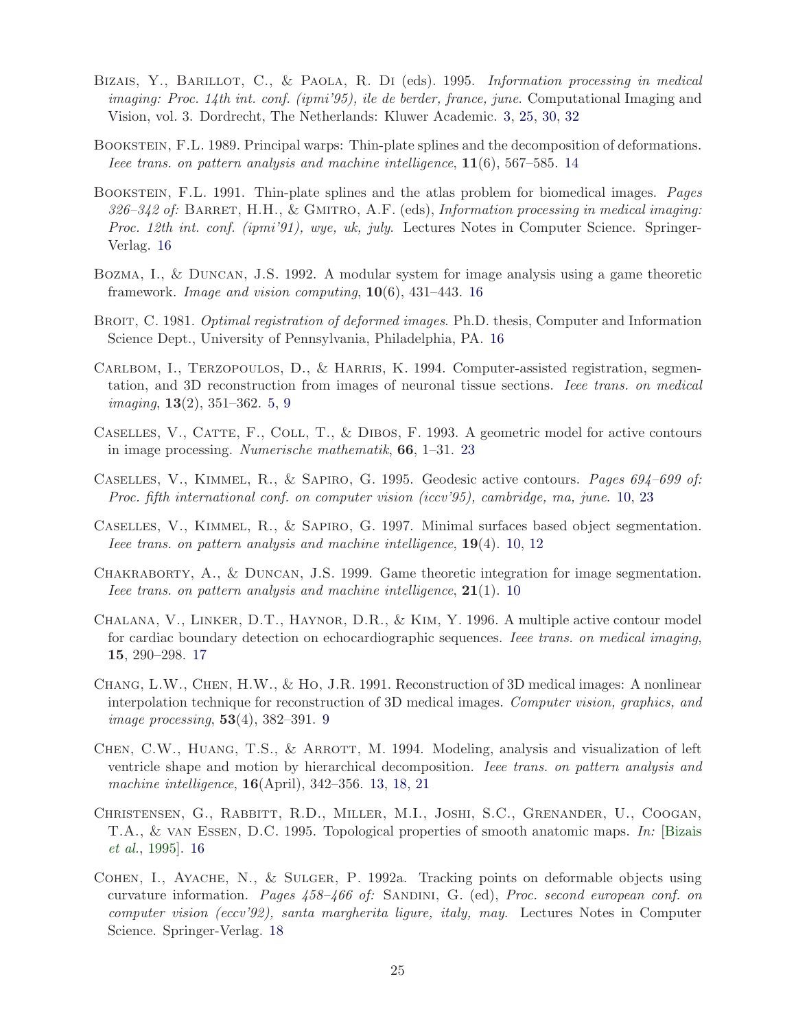Bizais, Y., Barillot, C., & Paola, R. Di (eds). 1995. *Information processing in medical imaging: Proc. 14th int. conf. (ipmi'95), ile de berder, france, june*. Computational Imaging and Vision, vol. 3. Dordrecht, The Netherlands: Kluwer Academic. 3, 25, 30, 32

Bookstein, F.L. 1989. Principal warps: Thin-plate splines and the decomposition of deformations. *Ieee trans. on pattern analysis and machine intelligence*, **11**(6), 567–585. 14

Bookstein, F.L. 1991. Thin-plate splines and the atlas problem for biomedical images. *Pages 326–342 of:* Barret, H.H., & Gmitro, A.F. (eds), *Information processing in medical imaging: Proc. 12th int. conf. (ipmi'91), wye, uk, july*. Lectures Notes in Computer Science. Springer-Verlag. 16

Bozma, I., & Duncan, J.S. 1992. A modular system for image analysis using a game theoretic framework. *Image and vision computing*, **10**(6), 431–443. 16

Broit, C. 1981. *Optimal registration of deformed images*. Ph.D. thesis, Computer and Information Science Dept., University of Pennsylvania, Philadelphia, PA. 16

Carlbom, I., Terzopoulos, D., & Harris, K. 1994. Computer-assisted registration, segmentation, and 3D reconstruction from images of neuronal tissue sections. *Ieee trans. on medical imaging*, **13**(2), 351–362. 5, 9

Caselles, V., Catte, F., Coll, T., & Dibos, F. 1993. A geometric model for active contours in image processing. *Numerische mathematik*, **66**, 1–31. 23

Caselles, V., Kimmel, R., & Sapiro, G. 1995. Geodesic active contours. *Pages 694–699 of: Proc. fifth international conf. on computer vision (iccv'95), cambridge, ma, june*. 10, 23

Caselles, V., Kimmel, R., & Sapiro, G. 1997. Minimal surfaces based object segmentation. *Ieee trans. on pattern analysis and machine intelligence*, **19**(4). 10, 12

Chakraborty, A., & Duncan, J.S. 1999. Game theoretic integration for image segmentation. *Ieee trans. on pattern analysis and machine intelligence*, **21**(1). 10

Chalana, V., Linker, D.T., Haynor, D.R., & Kim, Y. 1996. A multiple active contour model for cardiac boundary detection on echocardiographic sequences. *Ieee trans. on medical imaging*, **15**, 290–298. 17

Chang, L.W., Chen, H.W., & Ho, J.R. 1991. Reconstruction of 3D medical images: A nonlinear interpolation technique for reconstruction of 3D medical images. *Computer vision, graphics, and image processing*, **53**(4), 382–391. 9

Chen, C.W., Huang, T.S., & Arrott, M. 1994. Modeling, analysis and visualization of left ventricle shape and motion by hierarchical decomposition. *Ieee trans. on pattern analysis and machine intelligence*, **16**(April), 342–356. 13, 18, 21

Christensen, G., Rabbitt, R.D., Miller, M.I., Joshi, S.C., Grenander, U., Coogan, T.A., & van Essen, D.C. 1995. Topological properties of smooth anatomic maps. *In:* [Bizais *et al.*, 1995]. 16

Cohen, I., Ayache, N., & Sulger, P. 1992a. Tracking points on deformable objects using curvature information. *Pages 458–466 of:* Sandini, G. (ed), *Proc. second european conf. on computer vision (eccv'92), santa margherita ligure, italy, may*. Lectures Notes in Computer Science. Springer-Verlag. 18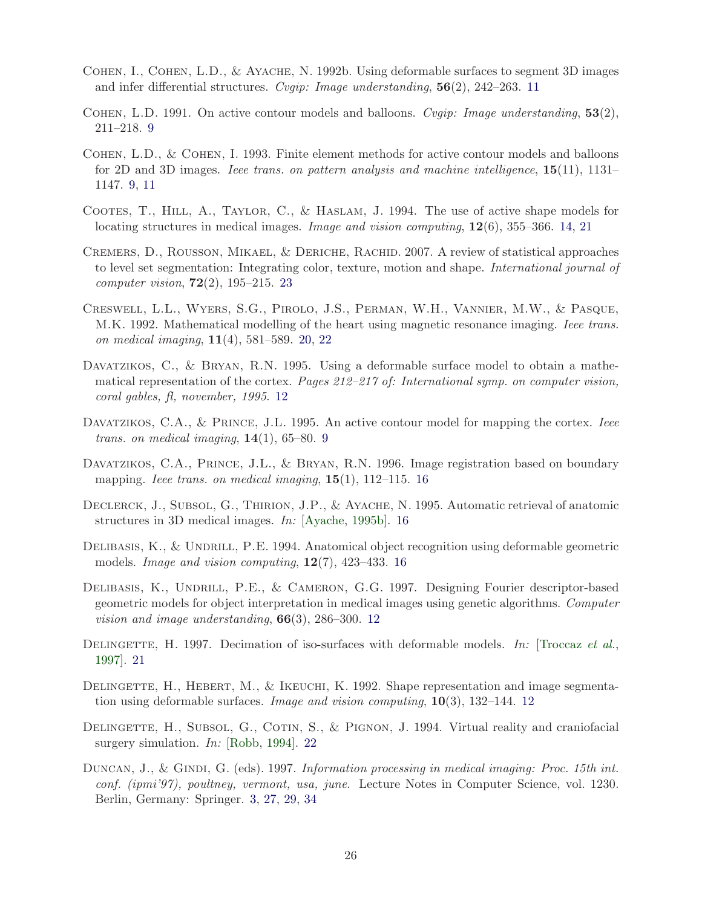Cohen, I., Cohen, L.D., & Ayache, N. 1992b. Using deformable surfaces to segment 3D images and infer differential structures. *Cvgip: Image understanding*, **56**(2), 242–263. 11

Cohen, L.D. 1991. On active contour models and balloons. *Cvgip: Image understanding*, **53**(2), 211–218. 9

Cohen, L.D., & Cohen, I. 1993. Finite element methods for active contour models and balloons for 2D and 3D images. *Ieee trans. on pattern analysis and machine intelligence*, **15**(11), 1131–1147. 9, 11

Cootes, T., Hill, A., Taylor, C., & Haslam, J. 1994. The use of active shape models for locating structures in medical images. *Image and vision computing*, **12**(6), 355–366. 14, 21

Cremers, D., Rousson, Mikael, & Deriche, Rachid. 2007. A review of statistical approaches to level set segmentation: Integrating color, texture, motion and shape. *International journal of computer vision*, **72**(2), 195–215. 23

Creswell, L.L., Wyers, S.G., Pirolo, J.S., Perman, W.H., Vannier, M.W., & Pasque, M.K. 1992. Mathematical modelling of the heart using magnetic resonance imaging. *Ieee trans. on medical imaging*, **11**(4), 581–589. 20, 22

Davatzikos, C., & Bryan, R.N. 1995. Using a deformable surface model to obtain a mathematical representation of the cortex. *Pages 212–217 of: International symp. on computer vision, coral gables, fl, november, 1995*. 12

Davatzikos, C.A., & Prince, J.L. 1995. An active contour model for mapping the cortex. *Ieee trans. on medical imaging*, **14**(1), 65–80. 9

Davatzikos, C.A., Prince, J.L., & Bryan, R.N. 1996. Image registration based on boundary mapping. *Ieee trans. on medical imaging*, **15**(1), 112–115. 16

Declerck, J., Subsol, G., Thirion, J.P., & Ayache, N. 1995. Automatic retrieval of anatomic structures in 3D medical images. *In:* [Ayache, 1995b]. 16

Delibasis, K., & Undrill, P.E. 1994. Anatomical object recognition using deformable geometric models. *Image and vision computing*, **12**(7), 423–433. 16

Delibasis, K., Undrill, P.E., & Cameron, G.G. 1997. Designing Fourier descriptor-based geometric models for object interpretation in medical images using genetic algorithms. *Computer vision and image understanding*, **66**(3), 286–300. 12

Delingette, H. 1997. Decimation of iso-surfaces with deformable models. *In:* [Troccaz *et al.*, 1997]. 21

Delingette, H., Hebert, M., & Ikeuchi, K. 1992. Shape representation and image segmentation using deformable surfaces. *Image and vision computing*, **10**(3), 132–144. 12

Delingette, H., Subsol, G., Cotin, S., & Pignon, J. 1994. Virtual reality and craniofacial surgery simulation. *In:* [Robb, 1994]. 22

Duncan, J., & Gindi, G. (eds). 1997. *Information processing in medical imaging: Proc. 15th int. conf. (ipmi'97), poultney, vermont, usa, june*. Lecture Notes in Computer Science, vol. 1230. Berlin, Germany: Springer. 3, 27, 29, 34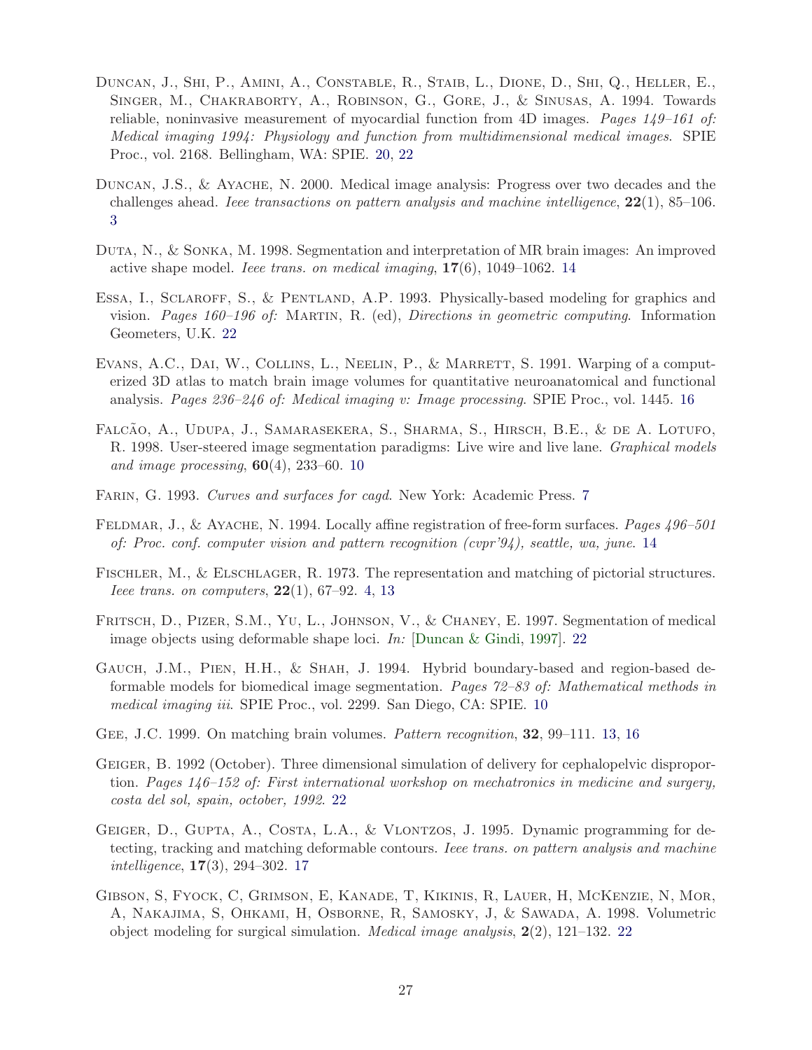Duncan, J., Shi, P., Amini, A., Constable, R., Staib, L., Dione, D., Shi, Q., Heller, E., Singer, M., Chakraborty, A., Robinson, G., Gore, J., & Sinusas, A. 1994. Towards reliable, noninvasive measurement of myocardial function from 4D images. *Pages 149–161 of: Medical imaging 1994: Physiology and function from multidimensional medical images*. SPIE Proc., vol. 2168. Bellingham, WA: SPIE. 20, 22

Duncan, J.S., & Ayache, N. 2000. Medical image analysis: Progress over two decades and the challenges ahead. *Ieee transactions on pattern analysis and machine intelligence*, **22**(1), 85–106. 3

Duta, N., & Sonka, M. 1998. Segmentation and interpretation of MR brain images: An improved active shape model. *Ieee trans. on medical imaging*, **17**(6), 1049–1062. 14

Essa, I., Sclaroff, S., & Pentland, A.P. 1993. Physically-based modeling for graphics and vision. *Pages 160–196 of:* Martin, R. (ed), *Directions in geometric computing*. Information Geometers, U.K. 22

Evans, A.C., Dai, W., Collins, L., Neelin, P., & Marrett, S. 1991. Warping of a computerized 3D atlas to match brain image volumes for quantitative neuroanatomical and functional analysis. *Pages 236–246 of: Medical imaging v: Image processing*. SPIE Proc., vol. 1445. 16

Falcão, A., Udupa, J., Samarasekera, S., Sharma, S., Hirsch, B.E., & de A. Lotufo, R. 1998. User-steered image segmentation paradigms: Live wire and live lane. *Graphical models and image processing*, **60**(4), 233–60. 10

Farin, G. 1993. *Curves and surfaces for cagd*. New York: Academic Press. 7

Feldmar, J., & Ayache, N. 1994. Locally affine registration of free-form surfaces. *Pages 496–501 of: Proc. conf. computer vision and pattern recognition (cvpr'94), seattle, wa, june*. 14

Fischler, M., & Elschlager, R. 1973. The representation and matching of pictorial structures. *Ieee trans. on computers*, **22**(1), 67–92. 4, 13

Fritsch, D., Pizer, S.M., Yu, L., Johnson, V., & Chaney, E. 1997. Segmentation of medical image objects using deformable shape loci. *In:* [Duncan & Gindi, 1997]. 22

Gauch, J.M., Pien, H.H., & Shah, J. 1994. Hybrid boundary-based and region-based deformable models for biomedical image segmentation. *Pages 72–83 of: Mathematical methods in medical imaging iii*. SPIE Proc., vol. 2299. San Diego, CA: SPIE. 10

Gee, J.C. 1999. On matching brain volumes. *Pattern recognition*, **32**, 99–111. 13, 16

Geiger, B. 1992 (October). Three dimensional simulation of delivery for cephalopelvic disproportion. *Pages 146–152 of: First international workshop on mechatronics in medicine and surgery, costa del sol, spain, october, 1992*. 22

Geiger, D., Gupta, A., Costa, L.A., & Vlontzos, J. 1995. Dynamic programming for detecting, tracking and matching deformable contours. *Ieee trans. on pattern analysis and machine intelligence*, **17**(3), 294–302. 17

Gibson, S, Fyock, C, Grimson, E, Kanade, T, Kikinis, R, Lauer, H, McKenzie, N, Mor, A, Nakajima, S, Ohkami, H, Osborne, R, Samosky, J, & Sawada, A. 1998. Volumetric object modeling for surgical simulation. *Medical image analysis*, **2**(2), 121–132. 22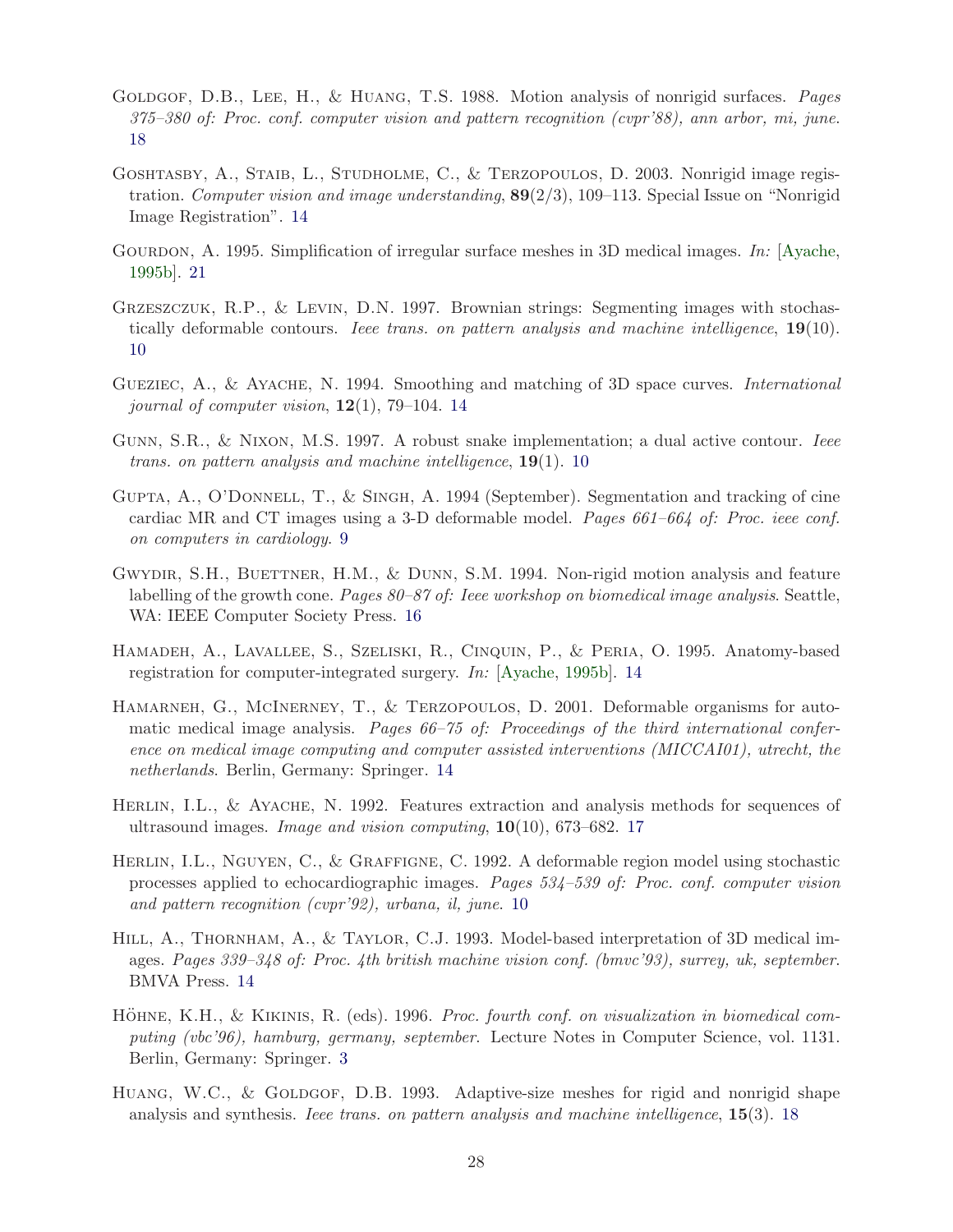Goldgof, D.B., Lee, H., & Huang, T.S. 1988. Motion analysis of nonrigid surfaces. *Pages 375–380 of: Proc. conf. computer vision and pattern recognition (cvpr'88), ann arbor, mi, june.* 18

Goshtasby, A., Staib, L., Studholme, C., & Terzopoulos, D. 2003. Nonrigid image registration. *Computer vision and image understanding*, **89**(2/3), 109–113. Special Issue on "Nonrigid Image Registration". 14

Gourdon, A. 1995. Simplification of irregular surface meshes in 3D medical images. *In:* [Ayache, 1995b]. 21

Grzeszczuk, R.P., & Levin, D.N. 1997. Brownian strings: Segmenting images with stochastically deformable contours. *Ieee trans. on pattern analysis and machine intelligence*, **19**(10). 10

Gueziec, A., & Ayache, N. 1994. Smoothing and matching of 3D space curves. *International journal of computer vision*, **12**(1), 79–104. 14

Gunn, S.R., & Nixon, M.S. 1997. A robust snake implementation; a dual active contour. *Ieee trans. on pattern analysis and machine intelligence*, **19**(1). 10

Gupta, A., O'Donnell, T., & Singh, A. 1994 (September). Segmentation and tracking of cine cardiac MR and CT images using a 3-D deformable model. *Pages 661–664 of: Proc. ieee conf. on computers in cardiology*. 9

Gwydir, S.H., Buettner, H.M., & Dunn, S.M. 1994. Non-rigid motion analysis and feature labelling of the growth cone. *Pages 80–87 of: Ieee workshop on biomedical image analysis*. Seattle, WA: IEEE Computer Society Press. 16

Hamadeh, A., Lavallee, S., Szeliski, R., Cinquin, P., & Peria, O. 1995. Anatomy-based registration for computer-integrated surgery. *In:* [Ayache, 1995b]. 14

Hamarneh, G., McInerney, T., & Terzopoulos, D. 2001. Deformable organisms for automatic medical image analysis. *Pages 66–75 of: Proceedings of the third international conference on medical image computing and computer assisted interventions (MICCAI01), utrecht, the netherlands*. Berlin, Germany: Springer. 14

Herlin, I.L., & Ayache, N. 1992. Features extraction and analysis methods for sequences of ultrasound images. *Image and vision computing*, **10**(10), 673–682. 17

Herlin, I.L., Nguyen, C., & Graffigne, C. 1992. A deformable region model using stochastic processes applied to echocardiographic images. *Pages 534–539 of: Proc. conf. computer vision and pattern recognition (cvpr'92), urbana, il, june*. 10

Hill, A., Thornham, A., & Taylor, C.J. 1993. Model-based interpretation of 3D medical images. *Pages 339–348 of: Proc. 4th british machine vision conf. (bmvc'93), surrey, uk, september*. BMVA Press. 14

Höhne, K.H., & Kikinis, R. (eds). 1996. *Proc. fourth conf. on visualization in biomedical computing (vbc'96), hamburg, germany, september*. Lecture Notes in Computer Science, vol. 1131. Berlin, Germany: Springer. 3

Huang, W.C., & Goldgof, D.B. 1993. Adaptive-size meshes for rigid and nonrigid shape analysis and synthesis. *Ieee trans. on pattern analysis and machine intelligence*, **15**(3). 18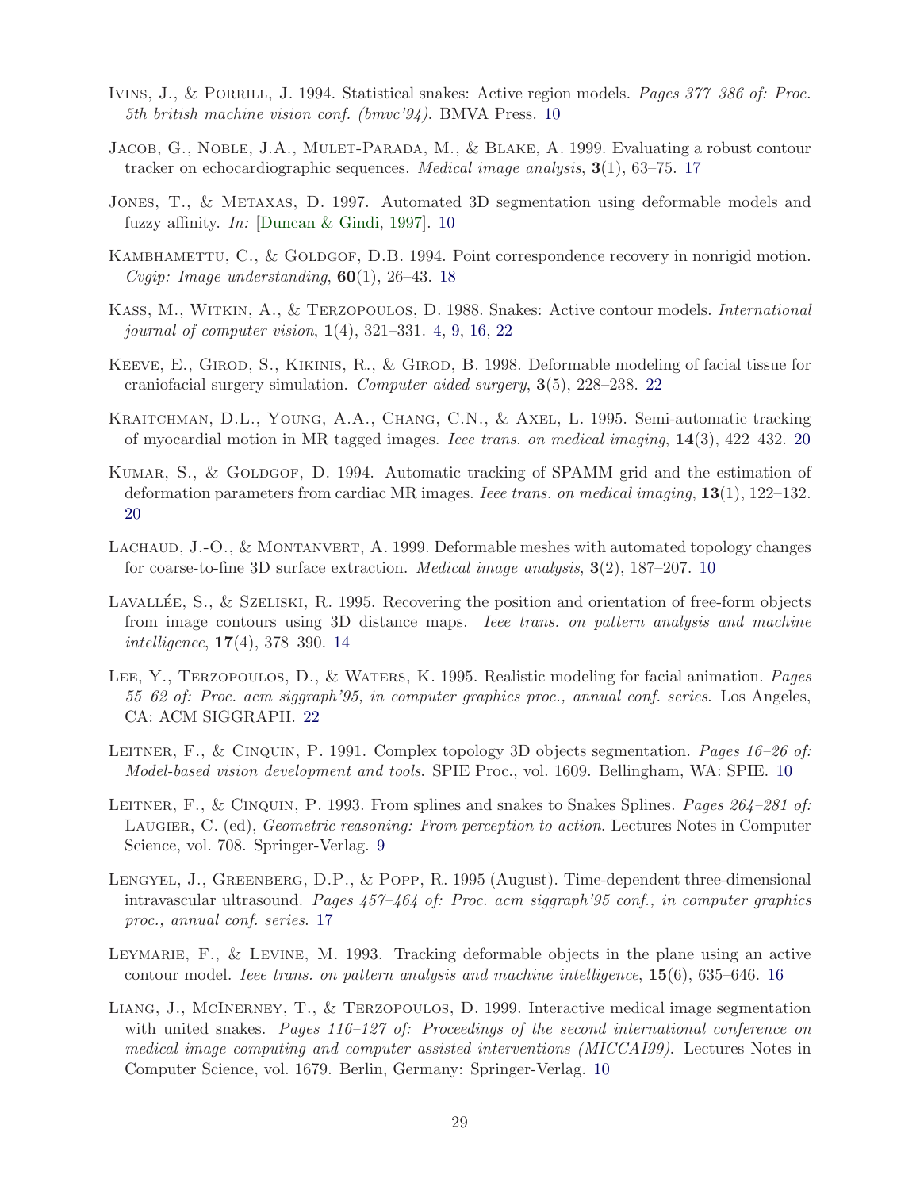Ivins, J., & Porrill, J. 1994. Statistical snakes: Active region models. *Pages 377–386 of: Proc. 5th british machine vision conf. (bmvc'94)*. BMVA Press. 10

Jacob, G., Noble, J.A., Mulet-Parada, M., & Blake, A. 1999. Evaluating a robust contour tracker on echocardiographic sequences. *Medical image analysis*, **3**(1), 63–75. 17

Jones, T., & Metaxas, D. 1997. Automated 3D segmentation using deformable models and fuzzy affinity. *In:* [Duncan & Gindi, 1997]. 10

Kambhamettu, C., & Goldgof, D.B. 1994. Point correspondence recovery in nonrigid motion. *Cvgip: Image understanding*, **60**(1), 26–43. 18

Kass, M., Witkin, A., & Terzopoulos, D. 1988. Snakes: Active contour models. *International journal of computer vision*, **1**(4), 321–331. 4, 9, 16, 22

Keeve, E., Girod, S., Kikinis, R., & Girod, B. 1998. Deformable modeling of facial tissue for craniofacial surgery simulation. *Computer aided surgery*, **3**(5), 228–238. 22

Kraitchman, D.L., Young, A.A., Chang, C.N., & Axel, L. 1995. Semi-automatic tracking of myocardial motion in MR tagged images. *Ieee trans. on medical imaging*, **14**(3), 422–432. 20

Kumar, S., & Goldgof, D. 1994. Automatic tracking of SPAMM grid and the estimation of deformation parameters from cardiac MR images. *Ieee trans. on medical imaging*, **13**(1), 122–132. 20

Lachaud, J.-O., & Montanvert, A. 1999. Deformable meshes with automated topology changes for coarse-to-fine 3D surface extraction. *Medical image analysis*, **3**(2), 187–207. 10

Lavallée, S., & Szeliski, R. 1995. Recovering the position and orientation of free-form objects from image contours using 3D distance maps. *Ieee trans. on pattern analysis and machine intelligence*, **17**(4), 378–390. 14

Lee, Y., Terzopoulos, D., & Waters, K. 1995. Realistic modeling for facial animation. *Pages 55–62 of: Proc. acm siggraph'95, in computer graphics proc., annual conf. series*. Los Angeles, CA: ACM SIGGRAPH. 22

Leitner, F., & Cinquin, P. 1991. Complex topology 3D objects segmentation. *Pages 16–26 of: Model-based vision development and tools*. SPIE Proc., vol. 1609. Bellingham, WA: SPIE. 10

Leitner, F., & Cinquin, P. 1993. From splines and snakes to Snakes Splines. *Pages 264–281 of:* Laugier, C. (ed), *Geometric reasoning: From perception to action*. Lectures Notes in Computer Science, vol. 708. Springer-Verlag. 9

Lengyel, J., Greenberg, D.P., & Popp, R. 1995 (August). Time-dependent three-dimensional intravascular ultrasound. *Pages 457–464 of: Proc. acm siggraph'95 conf., in computer graphics proc., annual conf. series*. 17

Leymarie, F., & Levine, M. 1993. Tracking deformable objects in the plane using an active contour model. *Ieee trans. on pattern analysis and machine intelligence*, **15**(6), 635–646. 16

Liang, J., McInerney, T., & Terzopoulos, D. 1999. Interactive medical image segmentation with united snakes. *Pages 116–127 of: Proceedings of the second international conference on medical image computing and computer assisted interventions (MICCAI99)*. Lectures Notes in Computer Science, vol. 1679. Berlin, Germany: Springer-Verlag. 10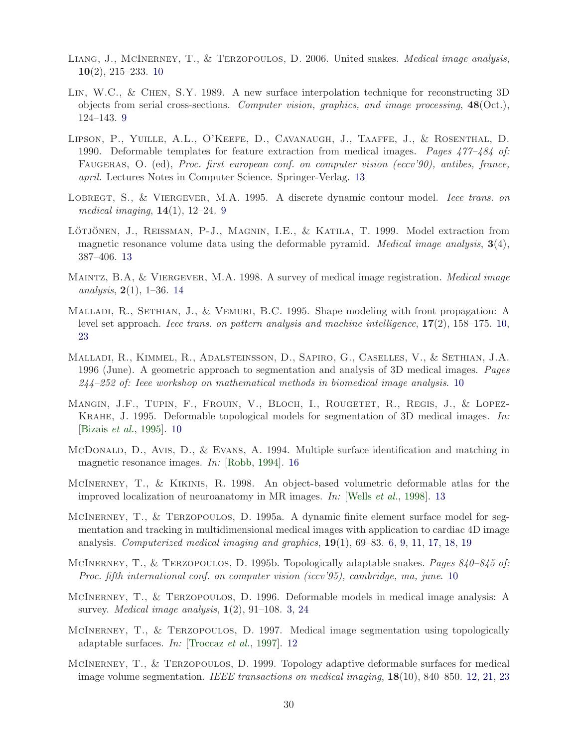Liang, J., McInerney, T., & Terzopoulos, D. 2006. United snakes. *Medical image analysis*, **10**(2), 215–233. 10

Lin, W.C., & Chen, S.Y. 1989. A new surface interpolation technique for reconstructing 3D objects from serial cross-sections. *Computer vision, graphics, and image processing*, **48**(Oct.), 124–143. 9

Lipson, P., Yuille, A.L., O'Keefe, D., Cavanaugh, J., Taaffe, J., & Rosenthal, D. 1990. Deformable templates for feature extraction from medical images. *Pages 477–484 of:* Faugeras, O. (ed), *Proc. first european conf. on computer vision (eccv'90), antibes, france, april*. Lectures Notes in Computer Science. Springer-Verlag. 13

Lobregt, S., & Viergever, M.A. 1995. A discrete dynamic contour model. *Ieee trans. on medical imaging*, **14**(1), 12–24. 9

Lötjönen, J., Reissman, P-J., Magnin, I.E., & Katila, T. 1999. Model extraction from magnetic resonance volume data using the deformable pyramid. *Medical image analysis*, **3**(4), 387–406. 13

Maintz, B.A, & Viergever, M.A. 1998. A survey of medical image registration. *Medical image analysis*, **2**(1), 1–36. 14

Malladi, R., Sethian, J., & Vemuri, B.C. 1995. Shape modeling with front propagation: A level set approach. *Ieee trans. on pattern analysis and machine intelligence*, **17**(2), 158–175. 10, 23

Malladi, R., Kimmel, R., Adalsteinsson, D., Sapiro, G., Caselles, V., & Sethian, J.A. 1996 (June). A geometric approach to segmentation and analysis of 3D medical images. *Pages 244–252 of: Ieee workshop on mathematical methods in biomedical image analysis*. 10

Mangin, J.F., Tupin, F., Frouin, V., Bloch, I., Rougetet, R., Regis, J., & Lopez-Krahe, J. 1995. Deformable topological models for segmentation of 3D medical images. *In:* [Bizais *et al.*, 1995]. 10

McDonald, D., Avis, D., & Evans, A. 1994. Multiple surface identification and matching in magnetic resonance images. *In:* [Robb, 1994]. 16

McInerney, T., & Kikinis, R. 1998. An object-based volumetric deformable atlas for the improved localization of neuroanatomy in MR images. *In:* [Wells *et al.*, 1998]. 13

McInerney, T., & Terzopoulos, D. 1995a. A dynamic finite element surface model for segmentation and tracking in multidimensional medical images with application to cardiac 4D image analysis. *Computerized medical imaging and graphics*, **19**(1), 69–83. 6, 9, 11, 17, 18, 19

McInerney, T., & Terzopoulos, D. 1995b. Topologically adaptable snakes. *Pages 840–845 of: Proc. fifth international conf. on computer vision (iccv'95), cambridge, ma, june*. 10

McInerney, T., & Terzopoulos, D. 1996. Deformable models in medical image analysis: A survey. *Medical image analysis*, **1**(2), 91–108. 3, 24

McInerney, T., & Terzopoulos, D. 1997. Medical image segmentation using topologically adaptable surfaces. *In:* [Troccaz *et al.*, 1997]. 12

McInerney, T., & Terzopoulos, D. 1999. Topology adaptive deformable surfaces for medical image volume segmentation. *IEEE transactions on medical imaging*, **18**(10), 840–850. 12, 21, 23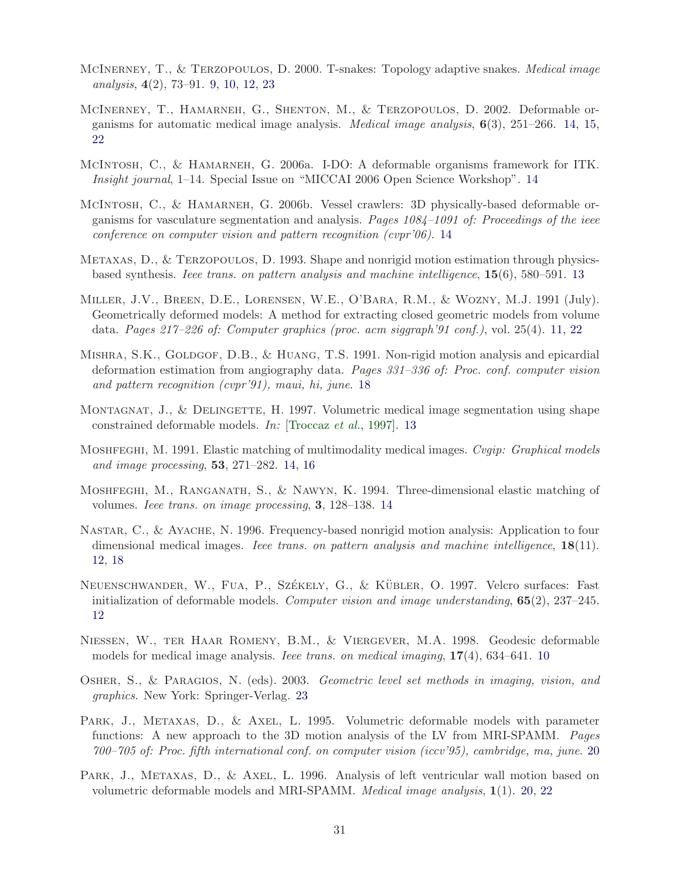McInerney, T., & Terzopoulos, D. 2000. T-snakes: Topology adaptive snakes. *Medical image analysis*, **4**(2), 73–91. 9, 10, 12, 23

McInerney, T., Hamarneh, G., Shenton, M., & Terzopoulos, D. 2002. Deformable organisms for automatic medical image analysis. *Medical image analysis*, **6**(3), 251–266. 14, 15, 22

McIntosh, C., & Hamarneh, G. 2006a. I-DO: A deformable organisms framework for ITK. *Insight journal*, 1–14. Special Issue on "MICCAI 2006 Open Science Workshop". 14

McIntosh, C., & Hamarneh, G. 2006b. Vessel crawlers: 3D physically-based deformable organisms for vasculature segmentation and analysis. *Pages 1084–1091 of: Proceedings of the ieee conference on computer vision and pattern recognition (cvpr'06)*. 14

Metaxas, D., & Terzopoulos, D. 1993. Shape and nonrigid motion estimation through physics-based synthesis. *Ieee trans. on pattern analysis and machine intelligence*, **15**(6), 580–591. 13

Miller, J.V., Breen, D.E., Lorensen, W.E., O'Bara, R.M., & Wozny, M.J. 1991 (July). Geometrically deformed models: A method for extracting closed geometric models from volume data. *Pages 217–226 of: Computer graphics (proc. acm siggraph'91 conf.)*, vol. 25(4). 11, 22

Mishra, S.K., Goldgof, D.B., & Huang, T.S. 1991. Non-rigid motion analysis and epicardial deformation estimation from angiography data. *Pages 331–336 of: Proc. conf. computer vision and pattern recognition (cvpr'91), maui, hi, june*. 18

Montagnat, J., & Delingette, H. 1997. Volumetric medical image segmentation using shape constrained deformable models. *In:* [Troccaz *et al.*, 1997]. 13

Moshfeghi, M. 1991. Elastic matching of multimodality medical images. *Cvgip: Graphical models and image processing*, **53**, 271–282. 14, 16

Moshfeghi, M., Ranganath, S., & Nawyn, K. 1994. Three-dimensional elastic matching of volumes. *Ieee trans. on image processing*, **3**, 128–138. 14

Nastar, C., & Ayache, N. 1996. Frequency-based nonrigid motion analysis: Application to four dimensional medical images. *Ieee trans. on pattern analysis and machine intelligence*, **18**(11). 12, 18

Neuenschwander, W., Fua, P., Székely, G., & Kübler, O. 1997. Velcro surfaces: Fast initialization of deformable models. *Computer vision and image understanding*, **65**(2), 237–245. 12

Niessen, W., ter Haar Romeny, B.M., & Viergever, M.A. 1998. Geodesic deformable models for medical image analysis. *Ieee trans. on medical imaging*, **17**(4), 634–641. 10

Osher, S., & Paragios, N. (eds). 2003. *Geometric level set methods in imaging, vision, and graphics*. New York: Springer-Verlag. 23

Park, J., Metaxas, D., & Axel, L. 1995. Volumetric deformable models with parameter functions: A new approach to the 3D motion analysis of the LV from MRI-SPAMM. *Pages 700–705 of: Proc. fifth international conf. on computer vision (iccv'95), cambridge, ma, june*. 20

Park, J., Metaxas, D., & Axel, L. 1996. Analysis of left ventricular wall motion based on volumetric deformable models and MRI-SPAMM. *Medical image analysis*, **1**(1). 20, 22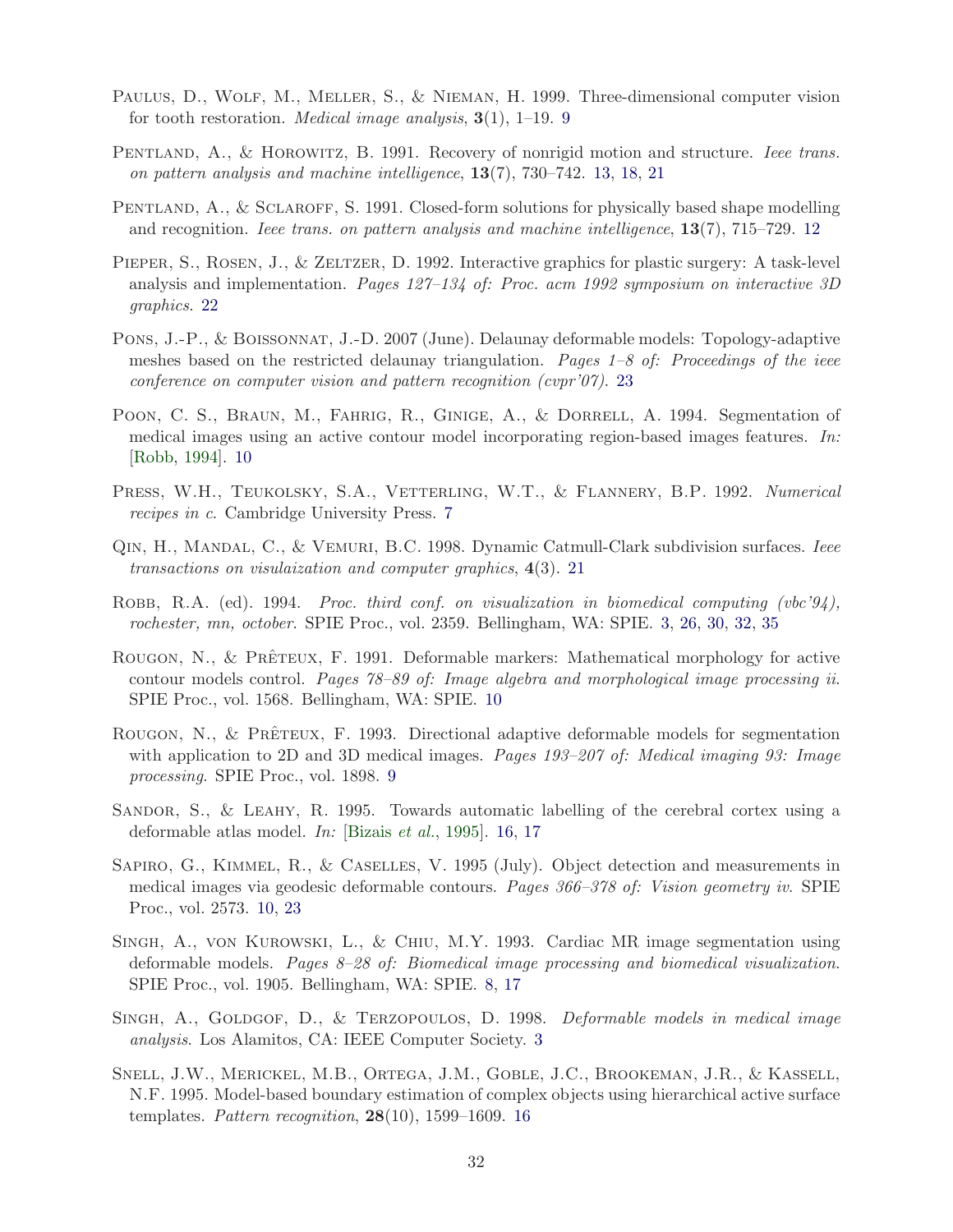Paulus, D., Wolf, M., Meller, S., & Nieman, H. 1999. Three-dimensional computer vision for tooth restoration. *Medical image analysis*, **3**(1), 1–19. 9

Pentland, A., & Horowitz, B. 1991. Recovery of nonrigid motion and structure. *Ieee trans. on pattern analysis and machine intelligence*, **13**(7), 730–742. 13, 18, 21

Pentland, A., & Sclaroff, S. 1991. Closed-form solutions for physically based shape modelling and recognition. *Ieee trans. on pattern analysis and machine intelligence*, **13**(7), 715–729. 12

Pieper, S., Rosen, J., & Zeltzer, D. 1992. Interactive graphics for plastic surgery: A task-level analysis and implementation. *Pages 127–134 of: Proc. acm 1992 symposium on interactive 3D graphics*. 22

Pons, J.-P., & Boissonnat, J.-D. 2007 (June). Delaunay deformable models: Topology-adaptive meshes based on the restricted delaunay triangulation. *Pages 1–8 of: Proceedings of the ieee conference on computer vision and pattern recognition (cvpr'07)*. 23

Poon, C. S., Braun, M., Fahrig, R., Ginige, A., & Dorrell, A. 1994. Segmentation of medical images using an active contour model incorporating region-based images features. *In:* [Robb, 1994]. 10

Press, W.H., Teukolsky, S.A., Vetterling, W.T., & Flannery, B.P. 1992. *Numerical recipes in c*. Cambridge University Press. 7

Qin, H., Mandal, C., & Vemuri, B.C. 1998. Dynamic Catmull-Clark subdivision surfaces. *Ieee transactions on visulaization and computer graphics*, **4**(3). 21

Robb, R.A. (ed). 1994. *Proc. third conf. on visualization in biomedical computing (vbc'94), rochester, mn, october*. SPIE Proc., vol. 2359. Bellingham, WA: SPIE. 3, 26, 30, 32, 35

Rougon, N., & Prêteux, F. 1991. Deformable markers: Mathematical morphology for active contour models control. *Pages 78–89 of: Image algebra and morphological image processing ii*. SPIE Proc., vol. 1568. Bellingham, WA: SPIE. 10

Rougon, N., & Prêteux, F. 1993. Directional adaptive deformable models for segmentation with application to 2D and 3D medical images. *Pages 193–207 of: Medical imaging 93: Image processing*. SPIE Proc., vol. 1898. 9

Sandor, S., & Leahy, R. 1995. Towards automatic labelling of the cerebral cortex using a deformable atlas model. *In:* [Bizais *et al.*, 1995]. 16, 17

Sapiro, G., Kimmel, R., & Caselles, V. 1995 (July). Object detection and measurements in medical images via geodesic deformable contours. *Pages 366–378 of: Vision geometry iv*. SPIE Proc., vol. 2573. 10, 23

Singh, A., von Kurowski, L., & Chiu, M.Y. 1993. Cardiac MR image segmentation using deformable models. *Pages 8–28 of: Biomedical image processing and biomedical visualization*. SPIE Proc., vol. 1905. Bellingham, WA: SPIE. 8, 17

Singh, A., Goldgof, D., & Terzopoulos, D. 1998. *Deformable models in medical image analysis*. Los Alamitos, CA: IEEE Computer Society. 3

Snell, J.W., Merickel, M.B., Ortega, J.M., Goble, J.C., Brookeman, J.R., & Kassell, N.F. 1995. Model-based boundary estimation of complex objects using hierarchical active surface templates. *Pattern recognition*, **28**(10), 1599–1609. 16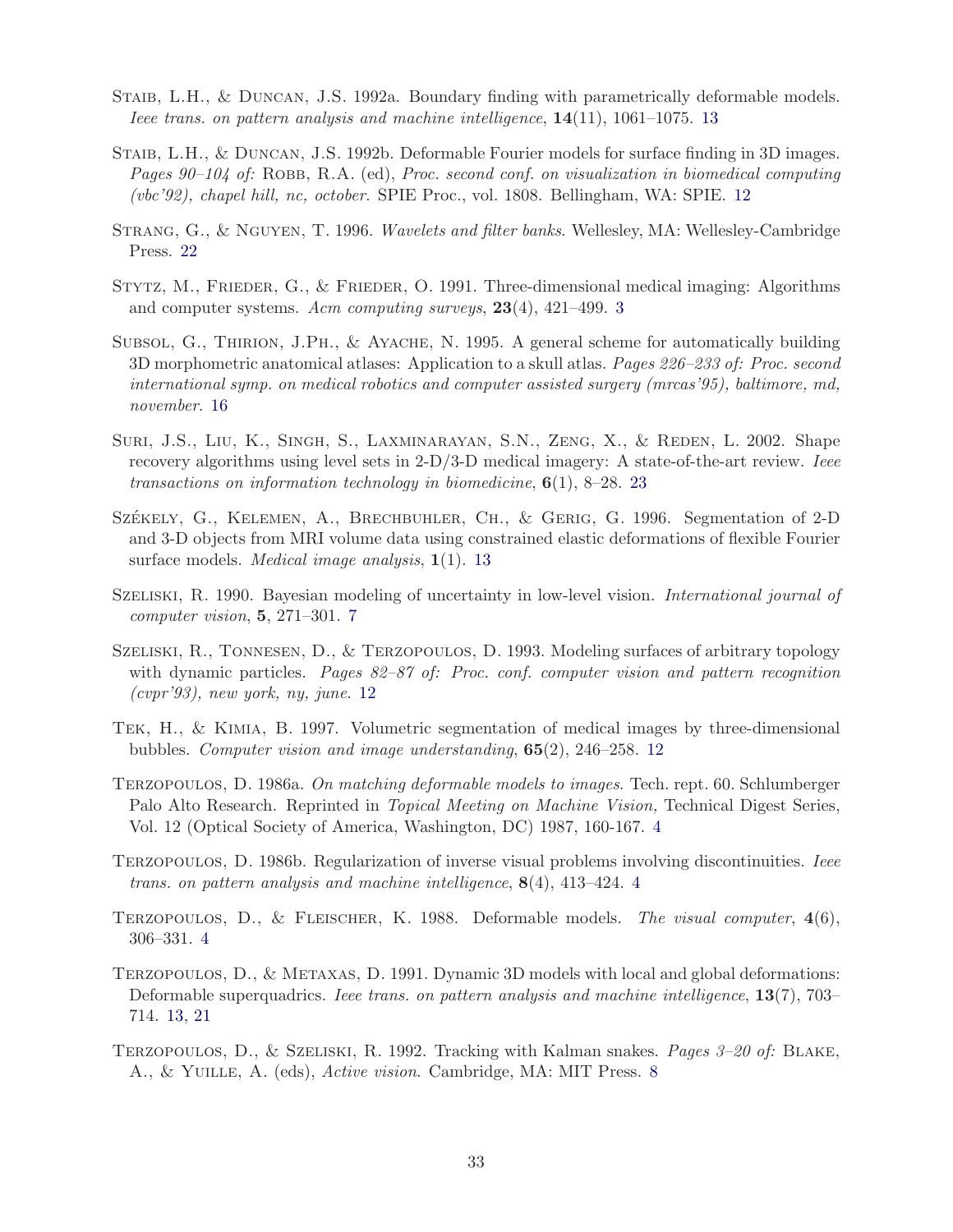Staib, L.H., & Duncan, J.S. 1992a. Boundary finding with parametrically deformable models. *Ieee trans. on pattern analysis and machine intelligence*, **14**(11), 1061–1075. 13

Staib, L.H., & Duncan, J.S. 1992b. Deformable Fourier models for surface finding in 3D images. *Pages 90–104 of:* Robb, R.A. (ed), *Proc. second conf. on visualization in biomedical computing (vbc'92), chapel hill, nc, october*. SPIE Proc., vol. 1808. Bellingham, WA: SPIE. 12

Strang, G., & Nguyen, T. 1996. *Wavelets and filter banks*. Wellesley, MA: Wellesley-Cambridge Press. 22

Stytz, M., Frieder, G., & Frieder, O. 1991. Three-dimensional medical imaging: Algorithms and computer systems. *Acm computing surveys*, **23**(4), 421–499. 3

Subsol, G., Thirion, J.Ph., & Ayache, N. 1995. A general scheme for automatically building 3D morphometric anatomical atlases: Application to a skull atlas. *Pages 226–233 of: Proc. second international symp. on medical robotics and computer assisted surgery (mrcas'95), baltimore, md, november*. 16

Suri, J.S., Liu, K., Singh, S., Laxminarayan, S.N., Zeng, X., & Reden, L. 2002. Shape recovery algorithms using level sets in 2-D/3-D medical imagery: A state-of-the-art review. *Ieee transactions on information technology in biomedicine*, **6**(1), 8–28. 23

Székely, G., Kelemen, A., Brechbuhler, Ch., & Gerig, G. 1996. Segmentation of 2-D and 3-D objects from MRI volume data using constrained elastic deformations of flexible Fourier surface models. *Medical image analysis*, **1**(1). 13

Szeliski, R. 1990. Bayesian modeling of uncertainty in low-level vision. *International journal of computer vision*, **5**, 271–301. 7

Szeliski, R., Tonnesen, D., & Terzopoulos, D. 1993. Modeling surfaces of arbitrary topology with dynamic particles. *Pages 82–87 of: Proc. conf. computer vision and pattern recognition (cvpr'93), new york, ny, june*. 12

Tek, H., & Kimia, B. 1997. Volumetric segmentation of medical images by three-dimensional bubbles. *Computer vision and image understanding*, **65**(2), 246–258. 12

Terzopoulos, D. 1986a. *On matching deformable models to images*. Tech. rept. 60. Schlumberger Palo Alto Research. Reprinted in *Topical Meeting on Machine Vision,* Technical Digest Series, Vol. 12 (Optical Society of America, Washington, DC) 1987, 160-167. 4

Terzopoulos, D. 1986b. Regularization of inverse visual problems involving discontinuities. *Ieee trans. on pattern analysis and machine intelligence*, **8**(4), 413–424. 4

Terzopoulos, D., & Fleischer, K. 1988. Deformable models. *The visual computer*, **4**(6), 306–331. 4

Terzopoulos, D., & Metaxas, D. 1991. Dynamic 3D models with local and global deformations: Deformable superquadrics. *Ieee trans. on pattern analysis and machine intelligence*, **13**(7), 703–714. 13, 21

Terzopoulos, D., & Szeliski, R. 1992. Tracking with Kalman snakes. *Pages 3–20 of:* Blake, A., & Yuille, A. (eds), *Active vision*. Cambridge, MA: MIT Press. 8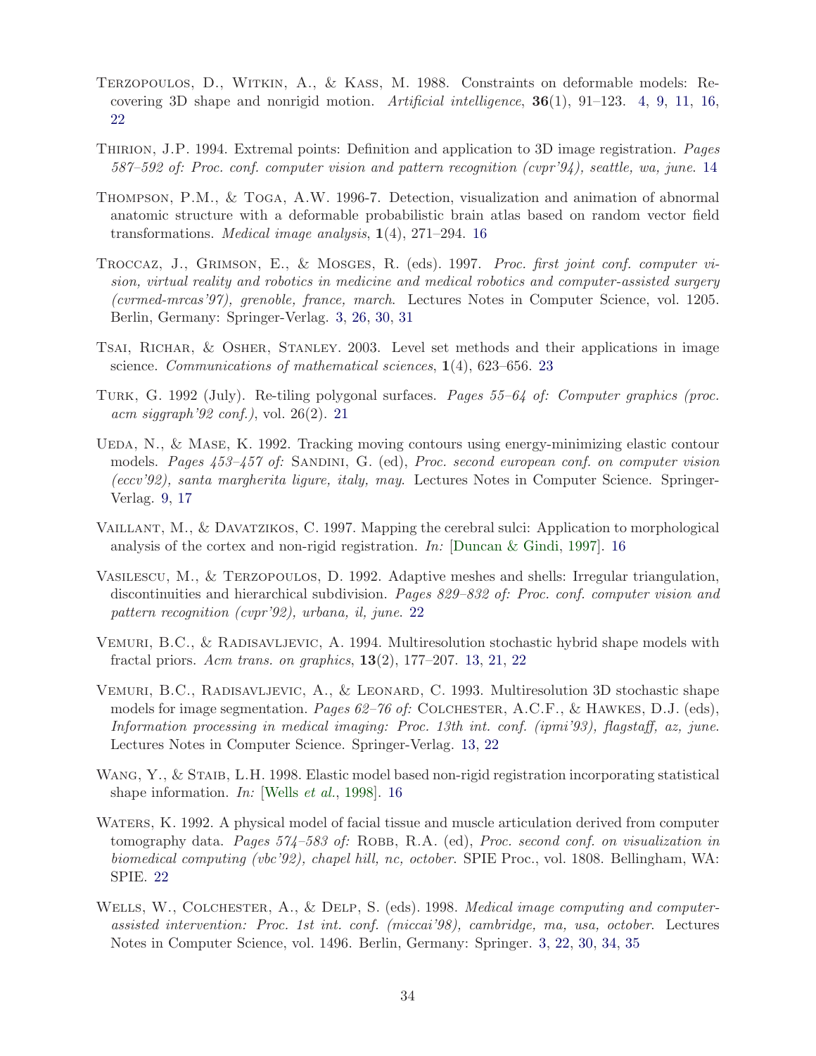Terzopoulos, D., Witkin, A., & Kass, M. 1988. Constraints on deformable models: Recovering 3D shape and nonrigid motion. *Artificial intelligence*, **36**(1), 91–123. 4, 9, 11, 16, 22

Thirion, J.P. 1994. Extremal points: Definition and application to 3D image registration. *Pages 587–592 of: Proc. conf. computer vision and pattern recognition (cvpr'94), seattle, wa, june*. 14

Thompson, P.M., & Toga, A.W. 1996-7. Detection, visualization and animation of abnormal anatomic structure with a deformable probabilistic brain atlas based on random vector field transformations. *Medical image analysis*, **1**(4), 271–294. 16

Troccaz, J., Grimson, E., & Mosges, R. (eds). 1997. *Proc. first joint conf. computer vision, virtual reality and robotics in medicine and medical robotics and computer-assisted surgery (cvrmed-mrcas'97), grenoble, france, march*. Lectures Notes in Computer Science, vol. 1205. Berlin, Germany: Springer-Verlag. 3, 26, 30, 31

Tsai, Richar, & Osher, Stanley. 2003. Level set methods and their applications in image science. *Communications of mathematical sciences*, **1**(4), 623–656. 23

Turk, G. 1992 (July). Re-tiling polygonal surfaces. *Pages 55–64 of: Computer graphics (proc. acm siggraph'92 conf.)*, vol. 26(2). 21

Ueda, N., & Mase, K. 1992. Tracking moving contours using energy-minimizing elastic contour models. *Pages 453–457 of:* Sandini, G. (ed), *Proc. second european conf. on computer vision (eccv'92), santa margherita ligure, italy, may*. Lectures Notes in Computer Science. Springer-Verlag. 9, 17

Vaillant, M., & Davatzikos, C. 1997. Mapping the cerebral sulci: Application to morphological analysis of the cortex and non-rigid registration. *In:* [Duncan & Gindi, 1997]. 16

Vasilescu, M., & Terzopoulos, D. 1992. Adaptive meshes and shells: Irregular triangulation, discontinuities and hierarchical subdivision. *Pages 829–832 of: Proc. conf. computer vision and pattern recognition (cvpr'92), urbana, il, june*. 22

Vemuri, B.C., & Radisavljevic, A. 1994. Multiresolution stochastic hybrid shape models with fractal priors. *Acm trans. on graphics*, **13**(2), 177–207. 13, 21, 22

Vemuri, B.C., Radisavljevic, A., & Leonard, C. 1993. Multiresolution 3D stochastic shape models for image segmentation. *Pages 62–76 of:* Colchester, A.C.F., & Hawkes, D.J. (eds), *Information processing in medical imaging: Proc. 13th int. conf. (ipmi'93), flagstaff, az, june*. Lectures Notes in Computer Science. Springer-Verlag. 13, 22

Wang, Y., & Staib, L.H. 1998. Elastic model based non-rigid registration incorporating statistical shape information. *In:* [Wells *et al.*, 1998]. 16

Waters, K. 1992. A physical model of facial tissue and muscle articulation derived from computer tomography data. *Pages 574–583 of:* Robb, R.A. (ed), *Proc. second conf. on visualization in biomedical computing (vbc'92), chapel hill, nc, october*. SPIE Proc., vol. 1808. Bellingham, WA: SPIE. 22

Wells, W., Colchester, A., & Delp, S. (eds). 1998. *Medical image computing and computer-assisted intervention: Proc. 1st int. conf. (miccai'98), cambridge, ma, usa, october*. Lectures Notes in Computer Science, vol. 1496. Berlin, Germany: Springer. 3, 22, 30, 34, 35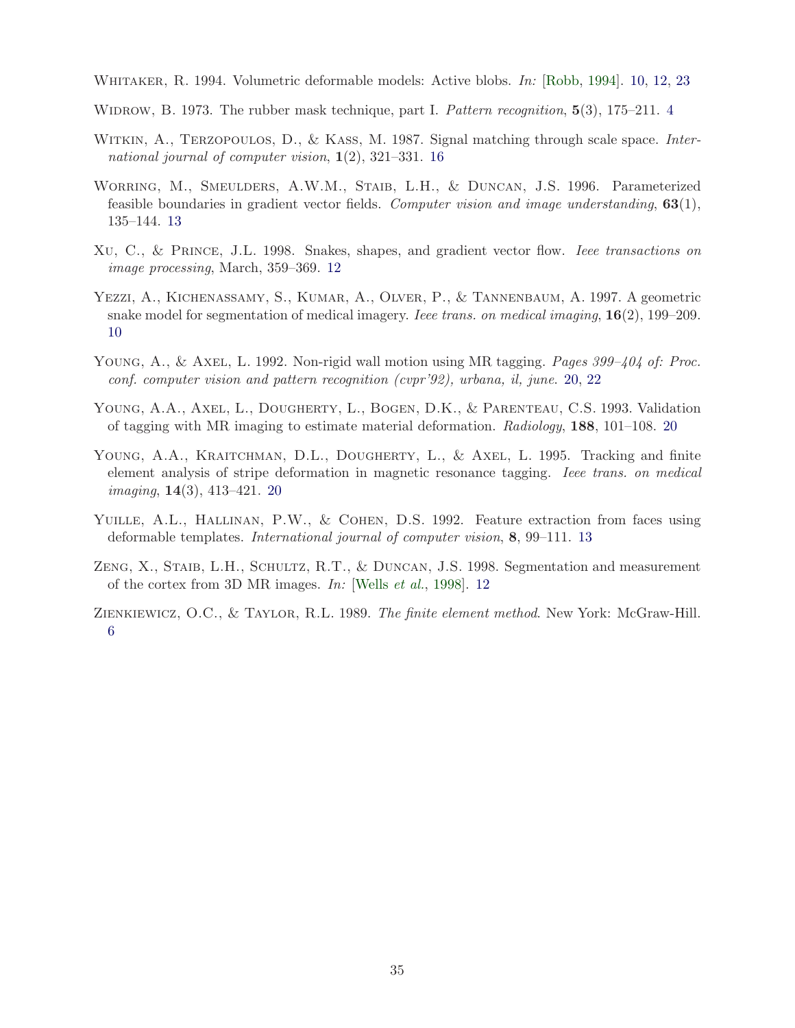Whitaker, R. 1994. Volumetric deformable models: Active blobs. *In:* [Robb, 1994]. 10, 12, 23

Widrow, B. 1973. The rubber mask technique, part I. *Pattern recognition*, **5**(3), 175–211. 4

Witkin, A., Terzopoulos, D., & Kass, M. 1987. Signal matching through scale space. *International journal of computer vision*, **1**(2), 321–331. 16

Worring, M., Smeulders, A.W.M., Staib, L.H., & Duncan, J.S. 1996. Parameterized feasible boundaries in gradient vector fields. *Computer vision and image understanding*, **63**(1), 135–144. 13

Xu, C., & Prince, J.L. 1998. Snakes, shapes, and gradient vector flow. *Ieee transactions on image processing*, March, 359–369. 12

Yezzi, A., Kichenassamy, S., Kumar, A., Olver, P., & Tannenbaum, A. 1997. A geometric snake model for segmentation of medical imagery. *Ieee trans. on medical imaging*, **16**(2), 199–209. 10

Young, A., & Axel, L. 1992. Non-rigid wall motion using MR tagging. *Pages 399–404 of: Proc. conf. computer vision and pattern recognition (cvpr'92), urbana, il, june*. 20, 22

Young, A.A., Axel, L., Dougherty, L., Bogen, D.K., & Parenteau, C.S. 1993. Validation of tagging with MR imaging to estimate material deformation. *Radiology*, **188**, 101–108. 20

Young, A.A., Kraitchman, D.L., Dougherty, L., & Axel, L. 1995. Tracking and finite element analysis of stripe deformation in magnetic resonance tagging. *Ieee trans. on medical imaging*, **14**(3), 413–421. 20

Yuille, A.L., Hallinan, P.W., & Cohen, D.S. 1992. Feature extraction from faces using deformable templates. *International journal of computer vision*, **8**, 99–111. 13

Zeng, X., Staib, L.H., Schultz, R.T., & Duncan, J.S. 1998. Segmentation and measurement of the cortex from 3D MR images. *In:* [Wells *et al.*, 1998]. 12

Zienkiewicz, O.C., & Taylor, R.L. 1989. *The finite element method*. New York: McGraw-Hill. 6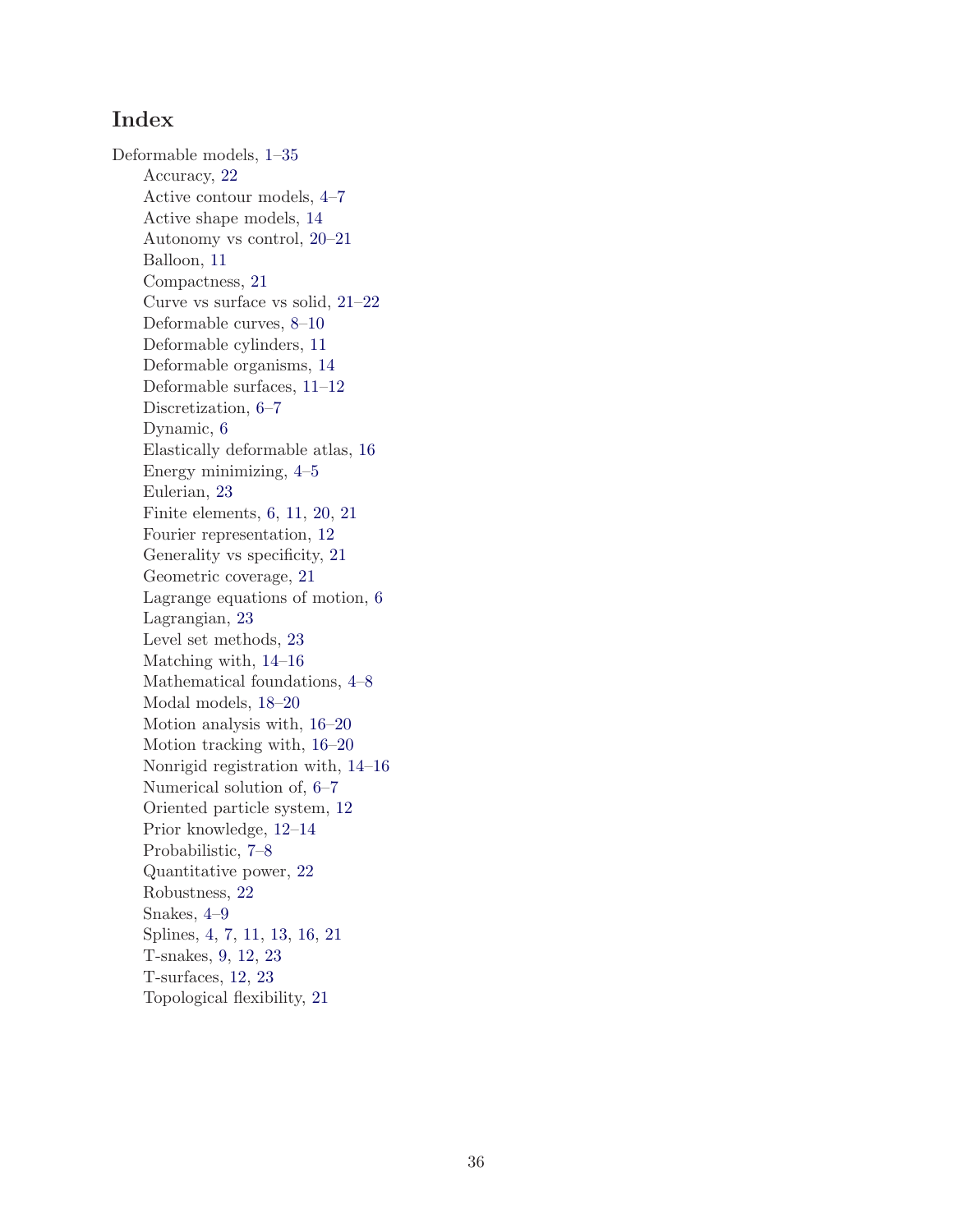# Index

Deformable models, 1–35

- Accuracy, 22
- Active contour models, 4–7
- Active shape models, 14
- Autonomy vs control, 20–21
- Balloon, 11
- Compactness, 21
- Curve vs surface vs solid, 21–22
- Deformable curves, 8–10
- Deformable cylinders, 11
- Deformable organisms, 14
- Deformable surfaces, 11–12
- Discretization, 6–7
- Dynamic, 6
- Elastically deformable atlas, 16
- Energy minimizing, 4–5
- Eulerian, 23
- Finite elements, 6, 11, 20, 21
- Fourier representation, 12
- Generality vs specificity, 21
- Geometric coverage, 21
- Lagrange equations of motion, 6
- Lagrangian, 23
- Level set methods, 23
- Matching with, 14–16
- Mathematical foundations, 4–8
- Modal models, 18–20
- Motion analysis with, 16–20
- Motion tracking with, 16–20
- Nonrigid registration with, 14–16
- Numerical solution of, 6–7
- Oriented particle system, 12
- Prior knowledge, 12–14
- Probabilistic, 7–8
- Quantitative power, 22
- Robustness, 22
- Snakes, 4–9
- Splines, 4, 7, 11, 13, 16, 21
- T-snakes, 9, 12, 23
- T-surfaces, 12, 23
- Topological flexibility, 21